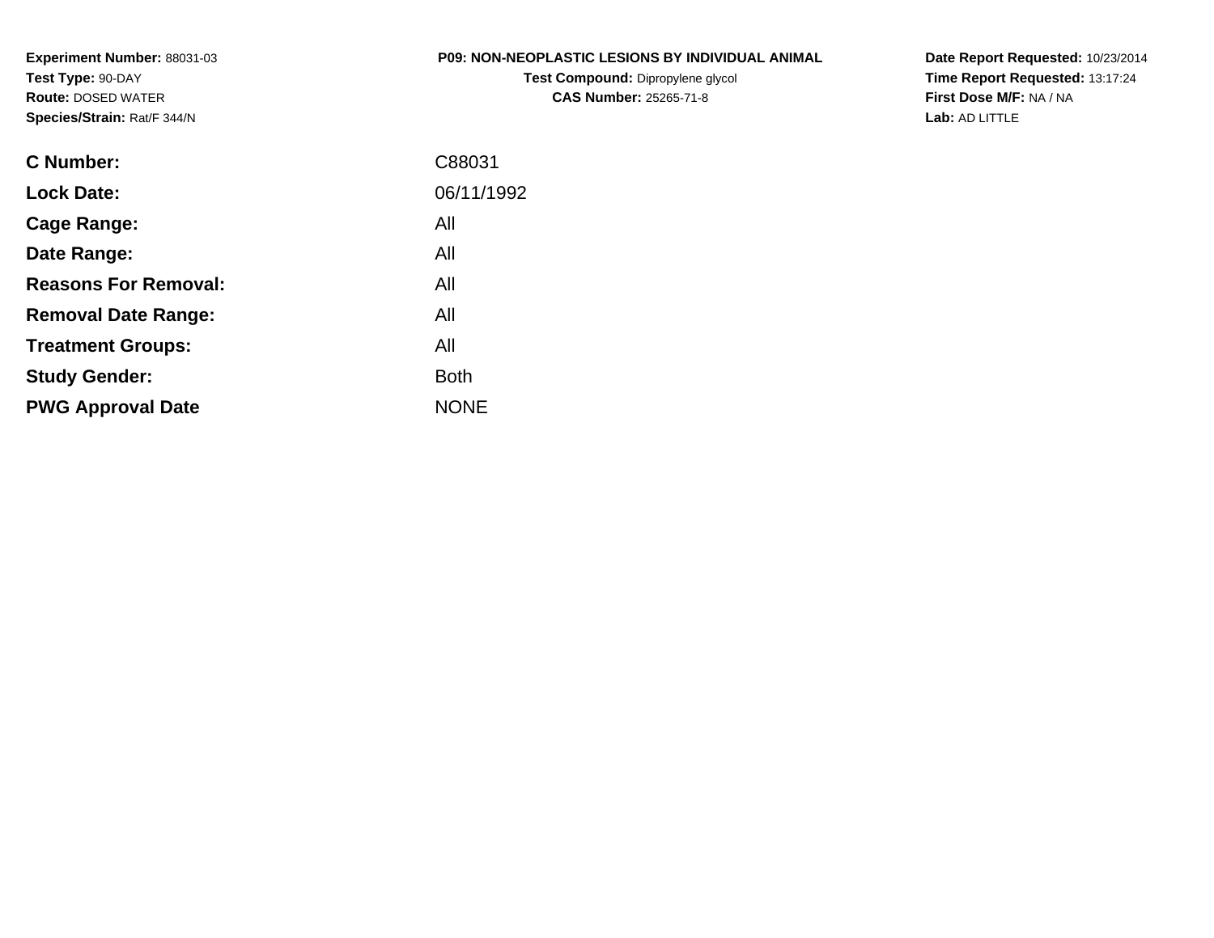**Experiment Number:** 88031-03
**Test Type:** 90-DAY
**Route:** DOSED WATER
**Species/Strain:** Rat/F 344/N

**P09: NON-NEOPLASTIC LESIONS BY INDIVIDUAL ANIMAL**
**Test Compound:** Dipropylene glycol
**CAS Number:** 25265-71-8

**Date Report Requested:** 10/23/2014
**Time Report Requested:** 13:17:24
**First Dose M/F:** NA / NA
**Lab:** AD LITTLE

| | |
|---|---|
| **C Number:** | C88031 |
| **Lock Date:** | 06/11/1992 |
| **Cage Range:** | All |
| **Date Range:** | All |
| **Reasons For Removal:** | All |
| **Removal Date Range:** | All |
| **Treatment Groups:** | All |
| **Study Gender:** | Both |
| **PWG Approval Date** | NONE |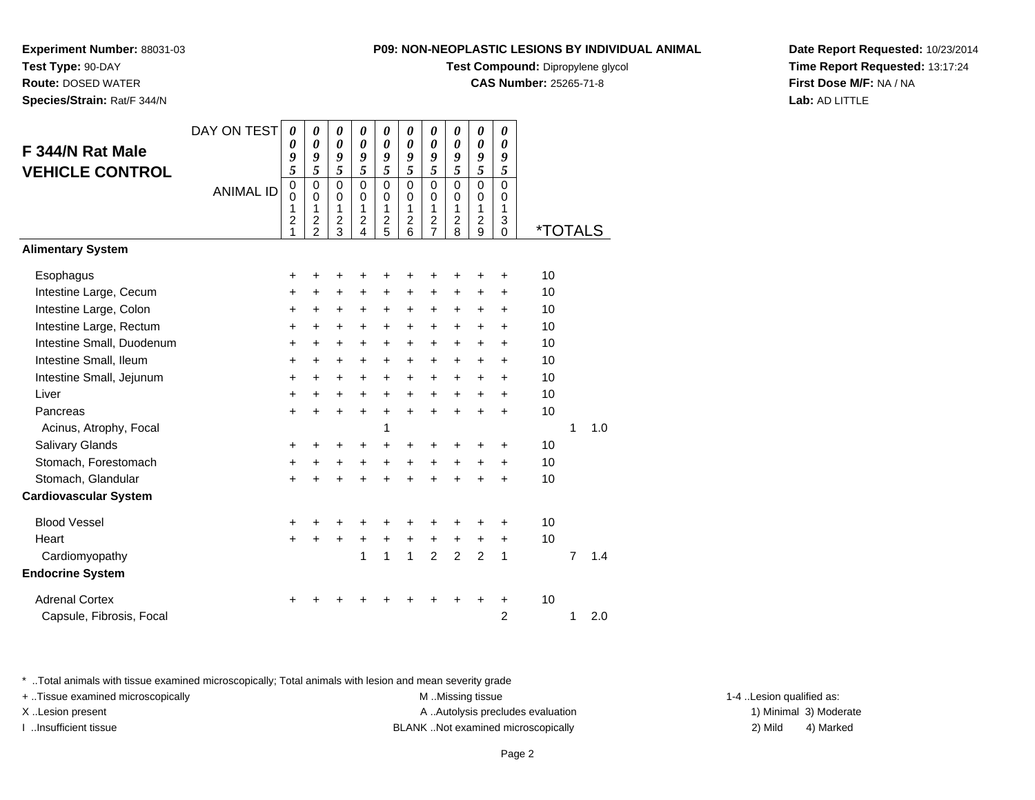**Experiment Number:** 88031-03
**Test Type:** 90-DAY
**Route:** DOSED WATER
**Species/Strain:** Rat/F 344/N

**P09: NON-NEOPLASTIC LESIONS BY INDIVIDUAL ANIMAL**
**Test Compound:** Dipropylene glycol
**CAS Number:** 25265-71-8

**Date Report Requested:** 10/23/2014
**Time Report Requested:** 13:17:24
**First Dose M/F:** NA / NA
**Lab:** AD LITTLE

## F 344/N Rat Male VEHICLE CONTROL

| DAY ON TEST | 0095 | 0095 | 0095 | 0095 | 0095 | 0095 | 0095 | 0095 | 0095 | 0095 | *TOTALS | | |
|---|---|---|---|---|---|---|---|---|---|---|---|---|---|
| ANIMAL ID | 00121 | 00122 | 00123 | 00124 | 00125 | 00126 | 00127 | 00128 | 00129 | 00130 | | | |
| **Alimentary System** | | | | | | | | | | | | | |
| Esophagus | + | + | + | + | + | + | + | + | + | + | 10 | | |
| Intestine Large, Cecum | + | + | + | + | + | + | + | + | + | + | 10 | | |
| Intestine Large, Colon | + | + | + | + | + | + | + | + | + | + | 10 | | |
| Intestine Large, Rectum | + | + | + | + | + | + | + | + | + | + | 10 | | |
| Intestine Small, Duodenum | + | + | + | + | + | + | + | + | + | + | 10 | | |
| Intestine Small, Ileum | + | + | + | + | + | + | + | + | + | + | 10 | | |
| Intestine Small, Jejunum | + | + | + | + | + | + | + | + | + | + | 10 | | |
| Liver | + | + | + | + | + | + | + | + | + | + | 10 | | |
| Pancreas | + | + | + | + | + | + | + | + | + | + | 10 | | |
| Acinus, Atrophy, Focal | | | | | 1 | | | | | | | 1 | 1.0 |
| Salivary Glands | + | + | + | + | + | + | + | + | + | + | 10 | | |
| Stomach, Forestomach | + | + | + | + | + | + | + | + | + | + | 10 | | |
| Stomach, Glandular | + | + | + | + | + | + | + | + | + | + | 10 | | |
| **Cardiovascular System** | | | | | | | | | | | | | |
| Blood Vessel | + | + | + | + | + | + | + | + | + | + | 10 | | |
| Heart | + | + | + | + | + | + | + | + | + | + | 10 | | |
| Cardiomyopathy | | | | 1 | 1 | 1 | 2 | 2 | 2 | 1 | | 7 | 1.4 |
| **Endocrine System** | | | | | | | | | | | | | |
| Adrenal Cortex | + | + | + | + | + | + | + | + | + | + | 10 | | |
| Capsule, Fibrosis, Focal | | | | | | | | | | 2 | | 1 | 2.0 |

* ..Total animals with tissue examined microscopically; Total animals with lesion and mean severity grade
+ ..Tissue examined microscopically
X ..Lesion present
I ..Insufficient tissue
M ..Missing tissue
A ..Autolysis precludes evaluation
BLANK ..Not examined microscopically
1-4 ..Lesion qualified as:
1) Minimal 2) Mild 3) Moderate 4) Marked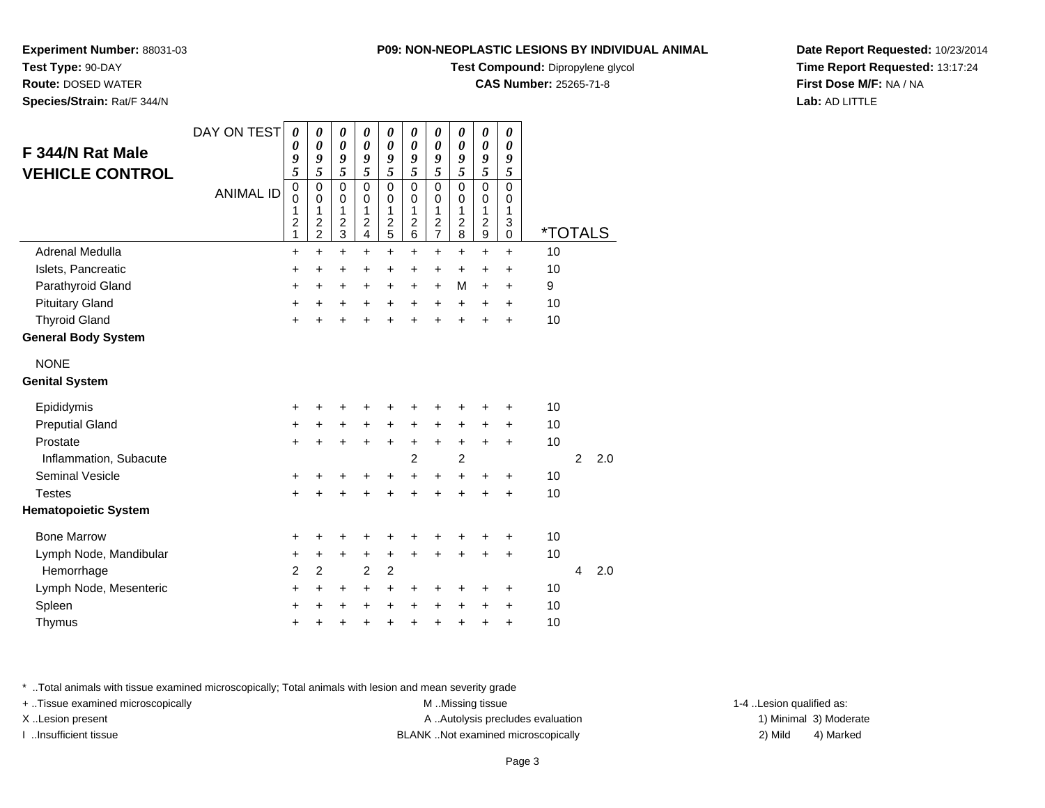**Experiment Number:** 88031-03
**Test Type:** 90-DAY
**Route:** DOSED WATER
**Species/Strain:** Rat/F 344/N

**P09: NON-NEOPLASTIC LESIONS BY INDIVIDUAL ANIMAL**
**Test Compound:** Dipropylene glycol
**CAS Number:** 25265-71-8

**Date Report Requested:** 10/23/2014
**Time Report Requested:** 13:17:24
**First Dose M/F:** NA / NA
**Lab:** AD LITTLE

## F 344/N Rat Male VEHICLE CONTROL

| DAY ON TEST | 0095 | 0095 | 0095 | 0095 | 0095 | 0095 | 0095 | 0095 | 0095 | 0095 | | | |
|---|---|---|---|---|---|---|---|---|---|---|---|---|---|
| ANIMAL ID | 00121 | 00122 | 00123 | 00124 | 00125 | 00126 | 00127 | 00128 | 00129 | 00130 | *TOTALS | | |
| Adrenal Medulla | + | + | + | + | + | + | + | + | + | + | 10 | | |
| Islets, Pancreatic | + | + | + | + | + | + | + | + | + | + | 10 | | |
| Parathyroid Gland | + | + | + | + | + | + | + | M | + | + | 9 | | |
| Pituitary Gland | + | + | + | + | + | + | + | + | + | + | 10 | | |
| Thyroid Gland | + | + | + | + | + | + | + | + | + | + | 10 | | |
| **General Body System** | | | | | | | | | | | | | |
| NONE | | | | | | | | | | | | | |
| **Genital System** | | | | | | | | | | | | | |
| Epididymis | + | + | + | + | + | + | + | + | + | + | 10 | | |
| Preputial Gland | + | + | + | + | + | + | + | + | + | + | 10 | | |
| Prostate | + | + | + | + | + | + | + | + | + | + | 10 | | |
| Inflammation, Subacute | | | | | | 2 | | 2 | | | | 2 | 2.0 |
| Seminal Vesicle | + | + | + | + | + | + | + | + | + | + | 10 | | |
| Testes | + | + | + | + | + | + | + | + | + | + | 10 | | |
| **Hematopoietic System** | | | | | | | | | | | | | |
| Bone Marrow | + | + | + | + | + | + | + | + | + | + | 10 | | |
| Lymph Node, Mandibular | + | + | + | + | + | + | + | + | + | + | 10 | | |
| Hemorrhage | 2 | 2 | | 2 | 2 | | | | | | | 4 | 2.0 |
| Lymph Node, Mesenteric | + | + | + | + | + | + | + | + | + | + | 10 | | |
| Spleen | + | + | + | + | + | + | + | + | + | + | 10 | | |
| Thymus | + | + | + | + | + | + | + | + | + | + | 10 | | |

* ..Total animals with tissue examined microscopically; Total animals with lesion and mean severity grade
+ ..Tissue examined microscopically
X ..Lesion present
I ..Insufficient tissue
M ..Missing tissue
A ..Autolysis precludes evaluation
BLANK ..Not examined microscopically
1-4 ..Lesion qualified as:
1) Minimal 3) Moderate
2) Mild 4) Marked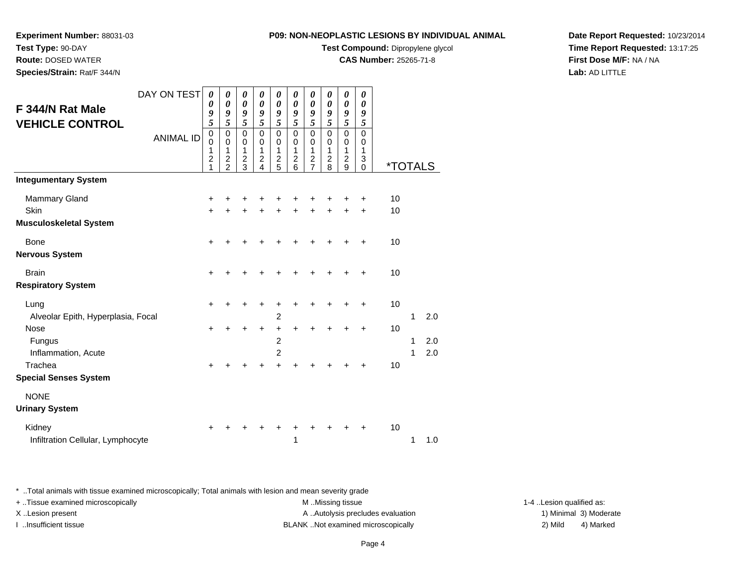**Experiment Number:** 88031-03
**Test Type:** 90-DAY
**Route:** DOSED WATER
**Species/Strain:** Rat/F 344/N

**P09: NON-NEOPLASTIC LESIONS BY INDIVIDUAL ANIMAL**
**Test Compound:** Dipropylene glycol
**CAS Number:** 25265-71-8

**Date Report Requested:** 10/23/2014
**Time Report Requested:** 13:17:25
**First Dose M/F:** NA / NA
**Lab:** AD LITTLE

## F 344/N Rat Male
## VEHICLE CONTROL

| DAY ON TEST | 0095 | 0095 | 0095 | 0095 | 0095 | 0095 | 0095 | 0095 | 0095 | 0095 | | | |
|---|---|---|---|---|---|---|---|---|---|---|---|---|---|
| ANIMAL ID | 00121 | 00122 | 00123 | 00124 | 00125 | 00126 | 00127 | 00128 | 00129 | 00130 | *TOTALS | | |
| **Integumentary System** | | | | | | | | | | | | | |
| Mammary Gland | + | + | + | + | + | + | + | + | + | + | 10 | | |
| Skin | + | + | + | + | + | + | + | + | + | + | 10 | | |
| **Musculoskeletal System** | | | | | | | | | | | | | |
| Bone | + | + | + | + | + | + | + | + | + | + | 10 | | |
| **Nervous System** | | | | | | | | | | | | | |
| Brain | + | + | + | + | + | + | + | + | + | + | 10 | | |
| **Respiratory System** | | | | | | | | | | | | | |
| Lung | + | + | + | + | + | + | + | + | + | + | 10 | | |
| Alveolar Epith, Hyperplasia, Focal | | | | | 2 | | | | | | | 1 | 2.0 |
| Nose | + | + | + | + | + | + | + | + | + | + | 10 | | |
| Fungus | | | | | 2 | | | | | | | 1 | 2.0 |
| Inflammation, Acute | | | | | 2 | | | | | | | 1 | 2.0 |
| Trachea | + | + | + | + | + | + | + | + | + | + | 10 | | |
| **Special Senses System** | | | | | | | | | | | | | |
| NONE | | | | | | | | | | | | | |
| **Urinary System** | | | | | | | | | | | | | |
| Kidney | + | + | + | + | + | + | + | + | + | + | 10 | | |
| Infiltration Cellular, Lymphocyte | | | | | | 1 | | | | | | 1 | 1.0 |

* ..Total animals with tissue examined microscopically; Total animals with lesion and mean severity grade
+ ..Tissue examined microscopically
X ..Lesion present
I ..Insufficient tissue

M ..Missing tissue
A ..Autolysis precludes evaluation
BLANK ..Not examined microscopically

1-4 ..Lesion qualified as:
1) Minimal 3) Moderate
2) Mild 4) Marked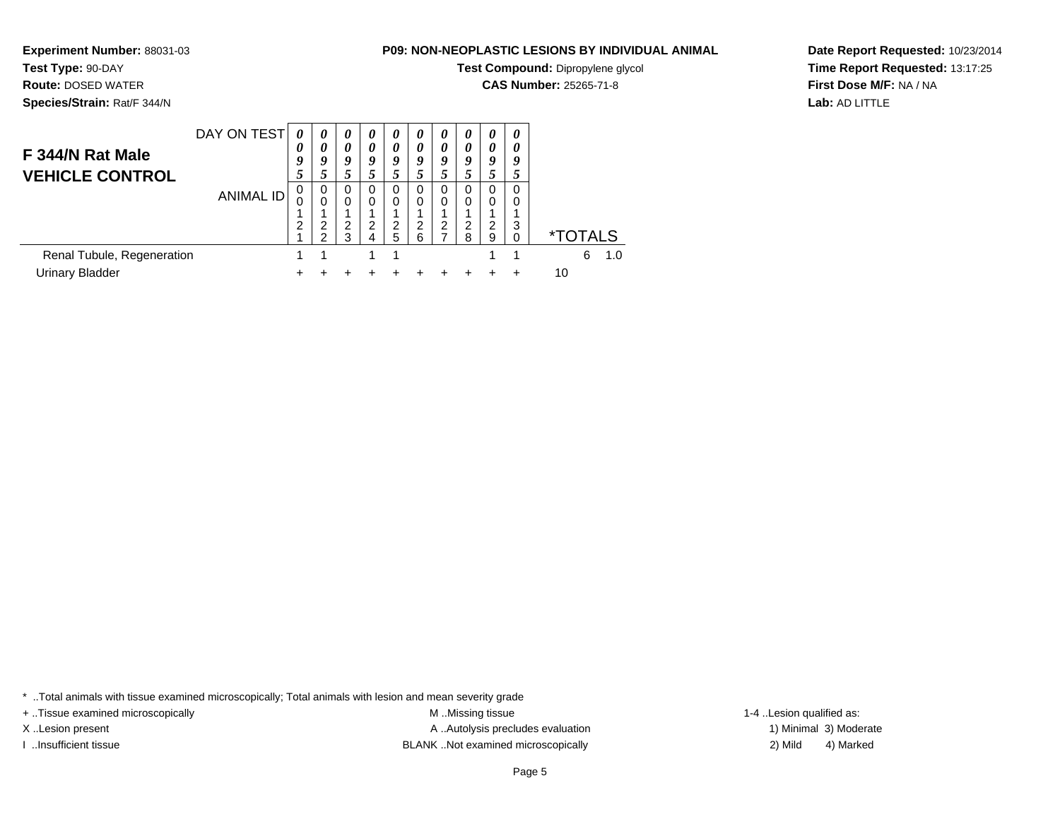**Experiment Number:** 88031-03
**Test Type:** 90-DAY
**Route:** DOSED WATER
**Species/Strain:** Rat/F 344/N

**P09: NON-NEOPLASTIC LESIONS BY INDIVIDUAL ANIMAL**
**Test Compound:** Dipropylene glycol
**CAS Number:** 25265-71-8

**Date Report Requested:** 10/23/2014
**Time Report Requested:** 13:17:25
**First Dose M/F:** NA / NA
**Lab:** AD LITTLE

## F 344/N Rat Male VEHICLE CONTROL

| DAY ON TEST | 0095 | 0095 | 0095 | 0095 | 0095 | 0095 | 0095 | 0095 | 0095 | 0095 | *TOTALS | |
|---|---|---|---|---|---|---|---|---|---|---|---|---|
| ANIMAL ID | 00121 | 00122 | 00123 | 00124 | 00125 | 00126 | 00127 | 00128 | 00129 | 00130 | | |
| Renal Tubule, Regeneration | 1 | 1 | | 1 | 1 | | | | 1 | 1 | 6 | 1.0 |
| Urinary Bladder | + | + | + | + | + | + | + | + | + | + | 10 | |

* ..Total animals with tissue examined microscopically; Total animals with lesion and mean severity grade
+ ..Tissue examined microscopically
X ..Lesion present
I ..Insufficient tissue
M ..Missing tissue
A ..Autolysis precludes evaluation
BLANK ..Not examined microscopically
1-4 ..Lesion qualified as:
1) Minimal 3) Moderate
2) Mild 4) Marked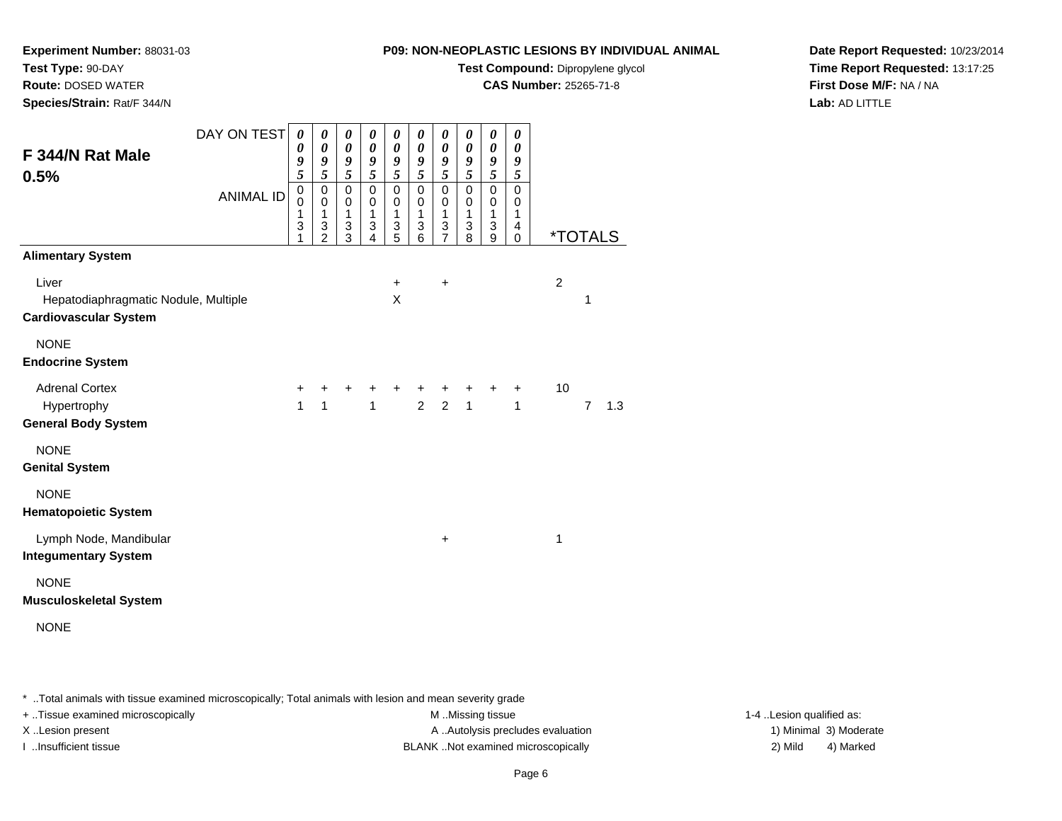**Experiment Number:** 88031-03
**Test Type:** 90-DAY
**Route:** DOSED WATER
**Species/Strain:** Rat/F 344/N

**P09: NON-NEOPLASTIC LESIONS BY INDIVIDUAL ANIMAL**
**Test Compound:** Dipropylene glycol
**CAS Number:** 25265-71-8

**Date Report Requested:** 10/23/2014
**Time Report Requested:** 13:17:25
**First Dose M/F:** NA / NA
**Lab:** AD LITTLE

## F 344/N Rat Male 0.5%

| DAY ON TEST | 0095 | 0095 | 0095 | 0095 | 0095 | 0095 | 0095 | 0095 | 0095 | 0095 | *TOTALS | | |
|---|---|---|---|---|---|---|---|---|---|---|---|---|---|
| ANIMAL ID | 00131 | 00132 | 00133 | 00134 | 00135 | 00136 | 00137 | 00138 | 00139 | 00140 | | | |
| **Alimentary System** | | | | | | | | | | | | | |
| Liver | | | | | + | | + | | | | 2 | | |
| Hepatodiaphragmatic Nodule, Multiple | | | | | X | | | | | | | 1 | |
| **Cardiovascular System** | | | | | | | | | | | | | |
| NONE | | | | | | | | | | | | | |
| **Endocrine System** | | | | | | | | | | | | | |
| Adrenal Cortex | + | + | + | + | + | + | + | + | + | + | 10 | | |
| Hypertrophy | 1 | 1 | | 1 | | 2 | 2 | 1 | | 1 | | 7 | 1.3 |
| **General Body System** | | | | | | | | | | | | | |
| NONE | | | | | | | | | | | | | |
| **Genital System** | | | | | | | | | | | | | |
| NONE | | | | | | | | | | | | | |
| **Hematopoietic System** | | | | | | | | | | | | | |
| Lymph Node, Mandibular | | | | | | | + | | | | 1 | | |
| **Integumentary System** | | | | | | | | | | | | | |
| NONE | | | | | | | | | | | | | |
| **Musculoskeletal System** | | | | | | | | | | | | | |
| NONE | | | | | | | | | | | | | |

* ..Total animals with tissue examined microscopically; Total animals with lesion and mean severity grade
+ ..Tissue examined microscopically
X ..Lesion present
I ..Insufficient tissue
M ..Missing tissue
A ..Autolysis precludes evaluation
BLANK ..Not examined microscopically
1-4 ..Lesion qualified as: 1) Minimal 2) Mild 3) Moderate 4) Marked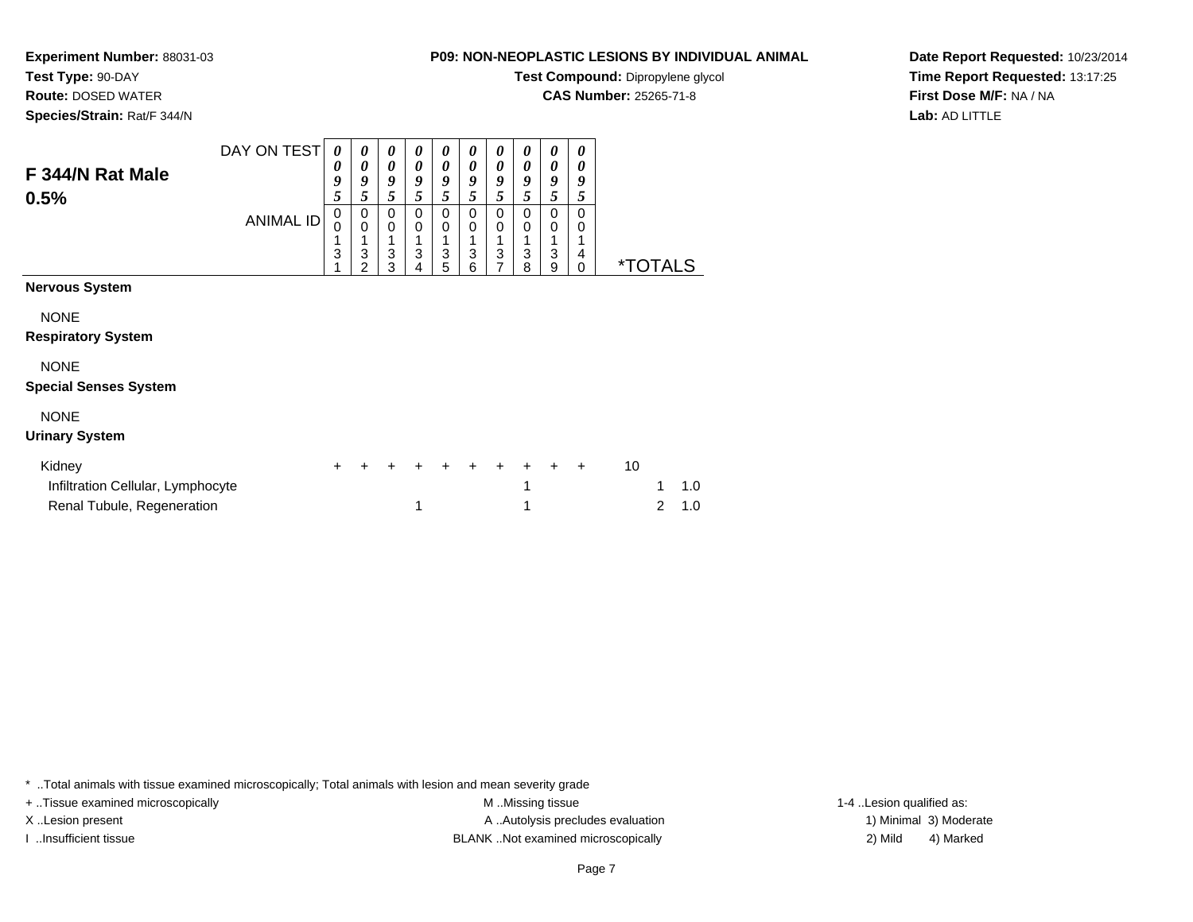**Experiment Number:** 88031-03
**Test Type:** 90-DAY
**Route:** DOSED WATER
**Species/Strain:** Rat/F 344/N

**P09: NON-NEOPLASTIC LESIONS BY INDIVIDUAL ANIMAL**
**Test Compound:** Dipropylene glycol
**CAS Number:** 25265-71-8

**Date Report Requested:** 10/23/2014
**Time Report Requested:** 13:17:25
**First Dose M/F:** NA / NA
**Lab:** AD LITTLE

## F 344/N Rat Male 0.5%

| DAY ON TEST | 0095 | 0095 | 0095 | 0095 | 0095 | 0095 | 0095 | 0095 | 0095 | 0095 | | |
|---|---|---|---|---|---|---|---|---|---|---|---|---|
| **ANIMAL ID** | 00131 | 00132 | 00133 | 00134 | 00135 | 00136 | 00137 | 00138 | 00139 | 00140 | ***TOTALS** | |
| **Nervous System** | | | | | | | | | | | | |
| NONE | | | | | | | | | | | | |
| **Respiratory System** | | | | | | | | | | | | |
| NONE | | | | | | | | | | | | |
| **Special Senses System** | | | | | | | | | | | | |
| NONE | | | | | | | | | | | | |
| **Urinary System** | | | | | | | | | | | | |
| Kidney | + | + | + | + | + | + | + | + | + | + | 10 | |
| Infiltration Cellular, Lymphocyte | | | | | | | | 1 | | | 1 | 1.0 |
| Renal Tubule, Regeneration | | | | 1 | | | | 1 | | | 2 | 1.0 |

* ..Total animals with tissue examined microscopically; Total animals with lesion and mean severity grade
+ ..Tissue examined microscopically
X ..Lesion present
I ..Insufficient tissue
M ..Missing tissue
A ..Autolysis precludes evaluation
BLANK ..Not examined microscopically
1-4 ..Lesion qualified as: 1) Minimal 2) Mild 3) Moderate 4) Marked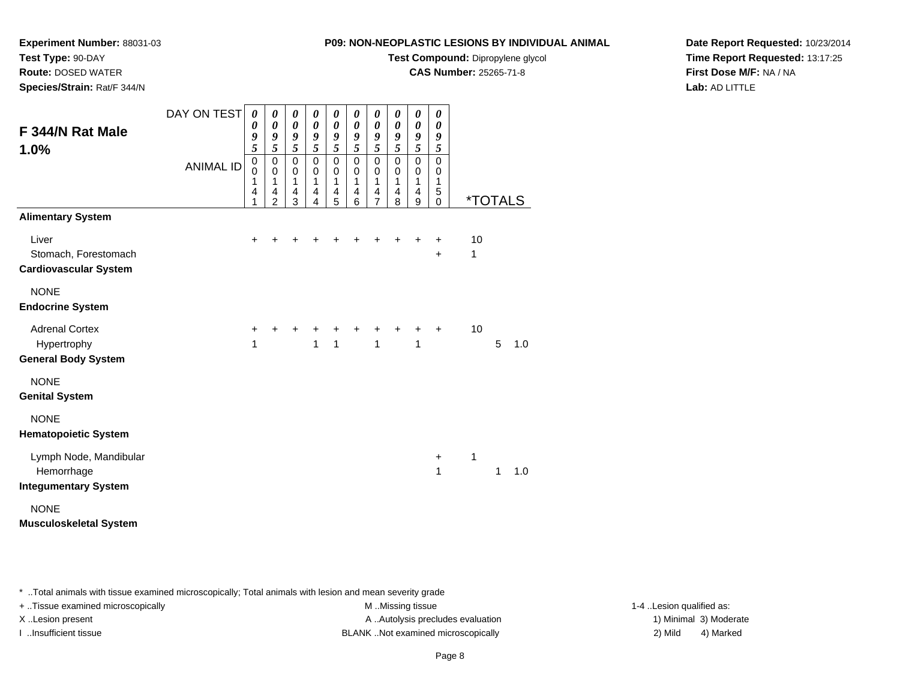**Experiment Number:** 88031-03
**Test Type:** 90-DAY
**Route:** DOSED WATER
**Species/Strain:** Rat/F 344/N

**P09: NON-NEOPLASTIC LESIONS BY INDIVIDUAL ANIMAL**
**Test Compound:** Dipropylene glycol
**CAS Number:** 25265-71-8

**Date Report Requested:** 10/23/2014
**Time Report Requested:** 13:17:25
**First Dose M/F:** NA / NA
**Lab:** AD LITTLE

## F 344/N Rat Male 1.0%

| DAY ON TEST | 0095 | 0095 | 0095 | 0095 | 0095 | 0095 | 0095 | 0095 | 0095 | 0095 | *TOTALS | | |
|---|---|---|---|---|---|---|---|---|---|---|---|---|---|
| ANIMAL ID | 00141 | 00142 | 00143 | 00144 | 00145 | 00146 | 00147 | 00148 | 00149 | 00150 | | | |
| **Alimentary System** | | | | | | | | | | | | | |
| Liver | + | + | + | + | + | + | + | + | + | + | 10 | | |
| Stomach, Forestomach | | | | | | | | | | + | 1 | | |
| **Cardiovascular System** | | | | | | | | | | | | | |
| NONE | | | | | | | | | | | | | |
| **Endocrine System** | | | | | | | | | | | | | |
| Adrenal Cortex | + | + | + | + | + | + | + | + | + | + | 10 | | |
| Hypertrophy | 1 | | | 1 | 1 | | 1 | | 1 | | | 5 | 1.0 |
| **General Body System** | | | | | | | | | | | | | |
| NONE | | | | | | | | | | | | | |
| **Genital System** | | | | | | | | | | | | | |
| NONE | | | | | | | | | | | | | |
| **Hematopoietic System** | | | | | | | | | | | | | |
| Lymph Node, Mandibular | | | | | | | | | | + | 1 | | |
| Hemorrhage | | | | | | | | | | 1 | | 1 | 1.0 |
| **Integumentary System** | | | | | | | | | | | | | |
| NONE | | | | | | | | | | | | | |
| **Musculoskeletal System** | | | | | | | | | | | | | |

* ..Total animals with tissue examined microscopically; Total animals with lesion and mean severity grade
+ ..Tissue examined microscopically
X ..Lesion present
I ..Insufficient tissue

M ..Missing tissue
A ..Autolysis precludes evaluation
BLANK ..Not examined microscopically

1-4 ..Lesion qualified as:
1) Minimal 3) Moderate
2) Mild 4) Marked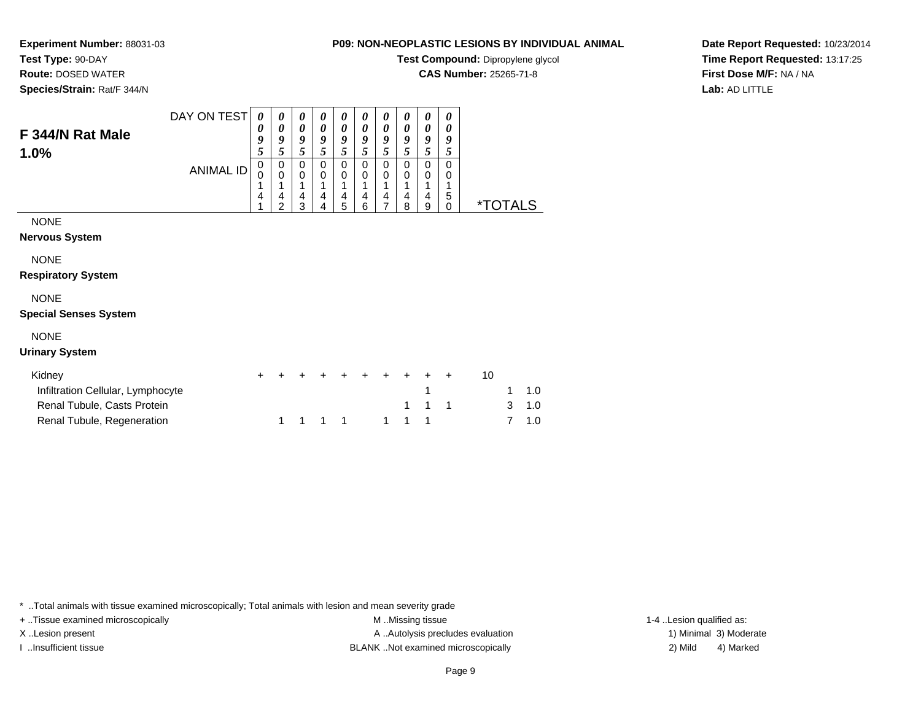**Experiment Number:** 88031-03
**Test Type:** 90-DAY
**Route:** DOSED WATER
**Species/Strain:** Rat/F 344/N

**P09: NON-NEOPLASTIC LESIONS BY INDIVIDUAL ANIMAL**
**Test Compound:** Dipropylene glycol
**CAS Number:** 25265-71-8

**Date Report Requested:** 10/23/2014
**Time Report Requested:** 13:17:25
**First Dose M/F:** NA / NA
**Lab:** AD LITTLE

## F 344/N Rat Male
## 1.0%

| DAY ON TEST | 0095 | 0095 | 0095 | 0095 | 0095 | 0095 | 0095 | 0095 | 0095 | 0095 | | | |
|---|---|---|---|---|---|---|---|---|---|---|---|---|---|
| ANIMAL ID | 00141 | 00142 | 00143 | 00144 | 00145 | 00146 | 00147 | 00148 | 00149 | 00150 | *TOTALS | | |
| NONE | | | | | | | | | | | | | |
| **Nervous System** | | | | | | | | | | | | | |
| NONE | | | | | | | | | | | | | |
| **Respiratory System** | | | | | | | | | | | | | |
| NONE | | | | | | | | | | | | | |
| **Special Senses System** | | | | | | | | | | | | | |
| NONE | | | | | | | | | | | | | |
| **Urinary System** | | | | | | | | | | | | | |
| Kidney | + | + | + | + | + | + | + | + | + | + | 10 | | |
| Infiltration Cellular, Lymphocyte | | | | | | | | | 1 | | | 1 | 1.0 |
| Renal Tubule, Casts Protein | | | | | | | | 1 | 1 | 1 | | 3 | 1.0 |
| Renal Tubule, Regeneration | | 1 | 1 | 1 | 1 | | 1 | 1 | 1 | | | 7 | 1.0 |

* ..Total animals with tissue examined microscopically; Total animals with lesion and mean severity grade
+ ..Tissue examined microscopically
X ..Lesion present
I ..Insufficient tissue

M ..Missing tissue
A ..Autolysis precludes evaluation
BLANK ..Not examined microscopically

1-4 ..Lesion qualified as:
1) Minimal 3) Moderate
2) Mild 4) Marked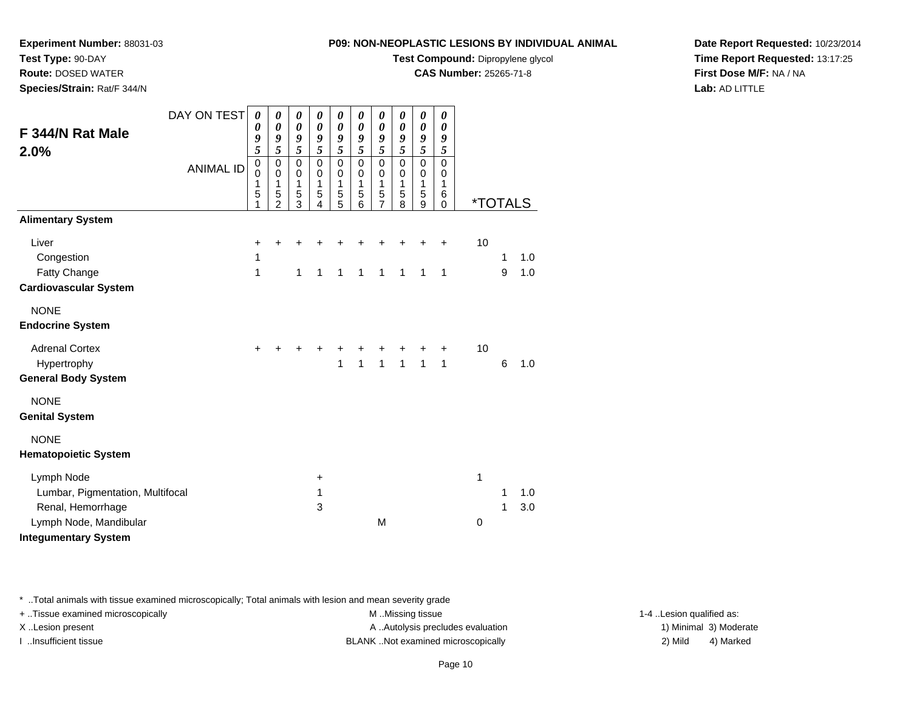**Experiment Number:** 88031-03
**Test Type:** 90-DAY
**Route:** DOSED WATER
**Species/Strain:** Rat/F 344/N

**P09: NON-NEOPLASTIC LESIONS BY INDIVIDUAL ANIMAL**
**Test Compound:** Dipropylene glycol
**CAS Number:** 25265-71-8

**Date Report Requested:** 10/23/2014
**Time Report Requested:** 13:17:25
**First Dose M/F:** NA / NA
**Lab:** AD LITTLE

## F 344/N Rat Male 2.0%

| DAY ON TEST | 0095 | 0095 | 0095 | 0095 | 0095 | 0095 | 0095 | 0095 | 0095 | 0095 | | | |
|---|---|---|---|---|---|---|---|---|---|---|---|---|---|
| ANIMAL ID | 00151 | 00152 | 00153 | 00154 | 00155 | 00156 | 00157 | 00158 | 00159 | 00160 | *TOTALS | | |
| **Alimentary System** | | | | | | | | | | | | | |
| Liver | + | + | + | + | + | + | + | + | + | + | 10 | | |
| Congestion | 1 | | | | | | | | | | | 1 | 1.0 |
| Fatty Change | 1 | | 1 | 1 | 1 | 1 | 1 | 1 | 1 | 1 | | 9 | 1.0 |
| **Cardiovascular System** | | | | | | | | | | | | | |
| NONE | | | | | | | | | | | | | |
| **Endocrine System** | | | | | | | | | | | | | |
| Adrenal Cortex | + | + | + | + | + | + | + | + | + | + | 10 | | |
| Hypertrophy | | | | | 1 | 1 | 1 | 1 | 1 | 1 | | 6 | 1.0 |
| **General Body System** | | | | | | | | | | | | | |
| NONE | | | | | | | | | | | | | |
| **Genital System** | | | | | | | | | | | | | |
| NONE | | | | | | | | | | | | | |
| **Hematopoietic System** | | | | | | | | | | | | | |
| Lymph Node | | | | + | | | | | | | 1 | | |
| Lumbar, Pigmentation, Multifocal | | | | 1 | | | | | | | | 1 | 1.0 |
| Renal, Hemorrhage | | | | 3 | | | | | | | | 1 | 3.0 |
| Lymph Node, Mandibular | | | | | | | M | | | | 0 | | |
| **Integumentary System** | | | | | | | | | | | | | |

\* ..Total animals with tissue examined microscopically; Total animals with lesion and mean severity grade
+ ..Tissue examined microscopically
X ..Lesion present
I ..Insufficient tissue
M ..Missing tissue
A ..Autolysis precludes evaluation
BLANK ..Not examined microscopically
1-4 ..Lesion qualified as:
1) Minimal 3) Moderate
2) Mild 4) Marked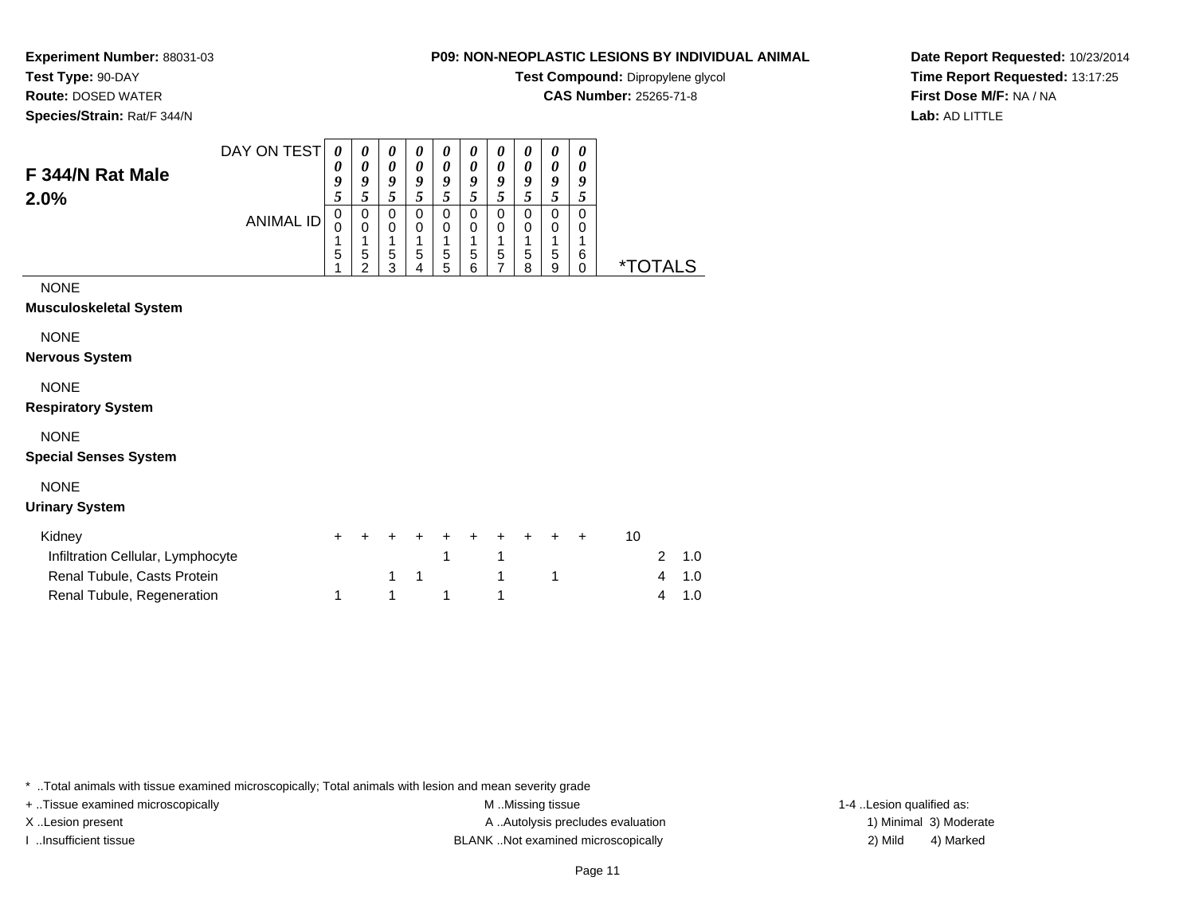**Experiment Number:** 88031-03
**Test Type:** 90-DAY
**Route:** DOSED WATER
**Species/Strain:** Rat/F 344/N

**P09: NON-NEOPLASTIC LESIONS BY INDIVIDUAL ANIMAL**
**Test Compound:** Dipropylene glycol
**CAS Number:** 25265-71-8

**Date Report Requested:** 10/23/2014
**Time Report Requested:** 13:17:25
**First Dose M/F:** NA / NA
**Lab:** AD LITTLE

## F 344/N Rat Male 2.0%

| DAY ON TEST | 0095 | 0095 | 0095 | 0095 | 0095 | 0095 | 0095 | 0095 | 0095 | 0095 | | |
|---|---|---|---|---|---|---|---|---|---|---|---|---|
| ANIMAL ID | 00151 | 00152 | 00153 | 00154 | 00155 | 00156 | 00157 | 00158 | 00159 | 00160 | *TOTALS | |
| NONE | | | | | | | | | | | | |
| **Musculoskeletal System** | | | | | | | | | | | | |
| NONE | | | | | | | | | | | | |
| **Nervous System** | | | | | | | | | | | | |
| NONE | | | | | | | | | | | | |
| **Respiratory System** | | | | | | | | | | | | |
| NONE | | | | | | | | | | | | |
| **Special Senses System** | | | | | | | | | | | | |
| NONE | | | | | | | | | | | | |
| **Urinary System** | | | | | | | | | | | | |
| Kidney | + | + | + | + | + | + | + | + | + | + | 10 | |
| Infiltration Cellular, Lymphocyte | | | | | 1 | | 1 | | | | 2 | 1.0 |
| Renal Tubule, Casts Protein | | | 1 | 1 | | | 1 | | 1 | | 4 | 1.0 |
| Renal Tubule, Regeneration | 1 | | 1 | | 1 | | 1 | | | | 4 | 1.0 |

* ..Total animals with tissue examined microscopically; Total animals with lesion and mean severity grade
+ ..Tissue examined microscopically
X ..Lesion present
I ..Insufficient tissue
M ..Missing tissue
A ..Autolysis precludes evaluation
BLANK ..Not examined microscopically
1-4 ..Lesion qualified as:
1) Minimal 3) Moderate
2) Mild 4) Marked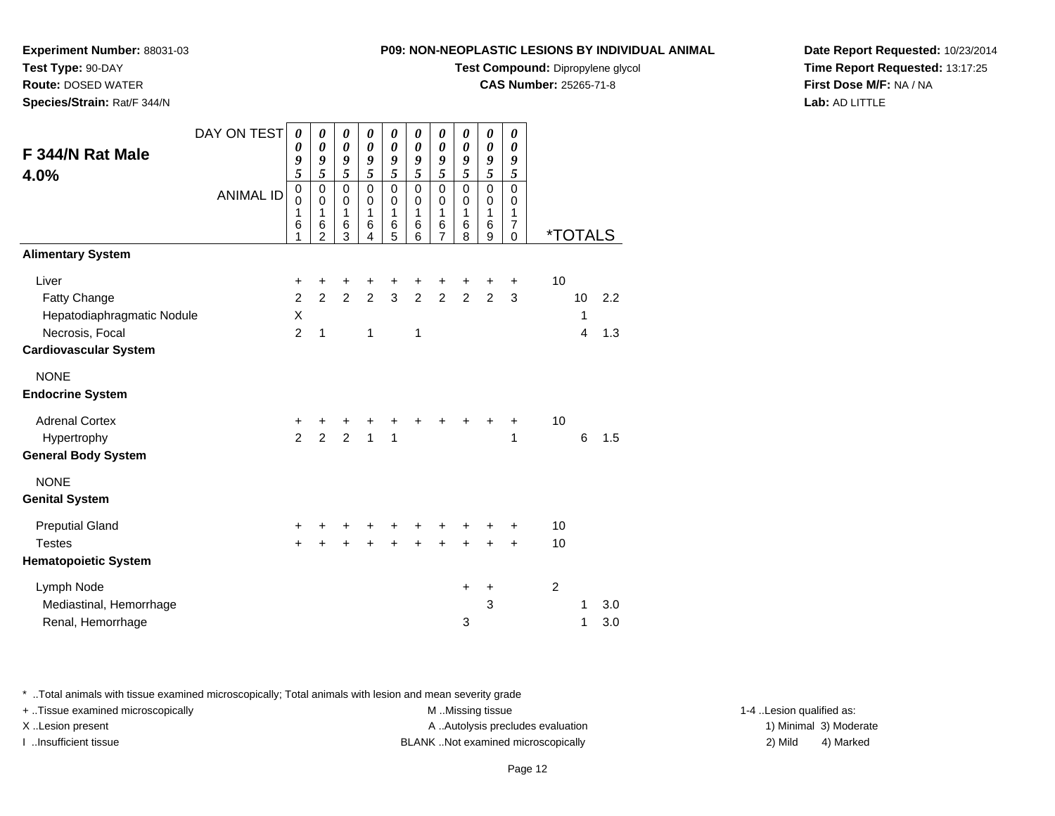**Experiment Number:** 88031-03
**Test Type:** 90-DAY
**Route:** DOSED WATER
**Species/Strain:** Rat/F 344/N

**P09: NON-NEOPLASTIC LESIONS BY INDIVIDUAL ANIMAL**
**Test Compound:** Dipropylene glycol
**CAS Number:** 25265-71-8

**Date Report Requested:** 10/23/2014
**Time Report Requested:** 13:17:25
**First Dose M/F:** NA / NA
**Lab:** AD LITTLE

## F 344/N Rat Male 4.0%

| DAY ON TEST | 0095 | 0095 | 0095 | 0095 | 0095 | 0095 | 0095 | 0095 | 0095 | 0095 | | | |
|---|---|---|---|---|---|---|---|---|---|---|---|---|---|
| ANIMAL ID | 00161 | 00162 | 00163 | 00164 | 00165 | 00166 | 00167 | 00168 | 00169 | 00170 | *TOTALS | | |
| **Alimentary System** | | | | | | | | | | | | | |
| Liver | + | + | + | + | + | + | + | + | + | + | 10 | | |
| Fatty Change | 2 | 2 | 2 | 2 | 3 | 2 | 2 | 2 | 2 | 3 | | 10 | 2.2 |
| Hepatodiaphragmatic Nodule | X | | | | | | | | | | | 1 | |
| Necrosis, Focal | 2 | 1 | | 1 | | 1 | | | | | | 4 | 1.3 |
| **Cardiovascular System** | | | | | | | | | | | | | |
| NONE | | | | | | | | | | | | | |
| **Endocrine System** | | | | | | | | | | | | | |
| Adrenal Cortex | + | + | + | + | + | + | + | + | + | + | 10 | | |
| Hypertrophy | 2 | 2 | 2 | 1 | 1 | | | | | 1 | | 6 | 1.5 |
| **General Body System** | | | | | | | | | | | | | |
| NONE | | | | | | | | | | | | | |
| **Genital System** | | | | | | | | | | | | | |
| Preputial Gland | + | + | + | + | + | + | + | + | + | + | 10 | | |
| Testes | + | + | + | + | + | + | + | + | + | + | 10 | | |
| **Hematopoietic System** | | | | | | | | | | | | | |
| Lymph Node | | | | | | | | + | + | | 2 | | |
| Mediastinal, Hemorrhage | | | | | | | | | 3 | | | 1 | 3.0 |
| Renal, Hemorrhage | | | | | | | | 3 | | | | 1 | 3.0 |

\* ..Total animals with tissue examined microscopically; Total animals with lesion and mean severity grade
+ ..Tissue examined microscopically
X ..Lesion present
I ..Insufficient tissue

M ..Missing tissue
A ..Autolysis precludes evaluation
BLANK ..Not examined microscopically

1-4 ..Lesion qualified as:
1) Minimal 3) Moderate
2) Mild 4) Marked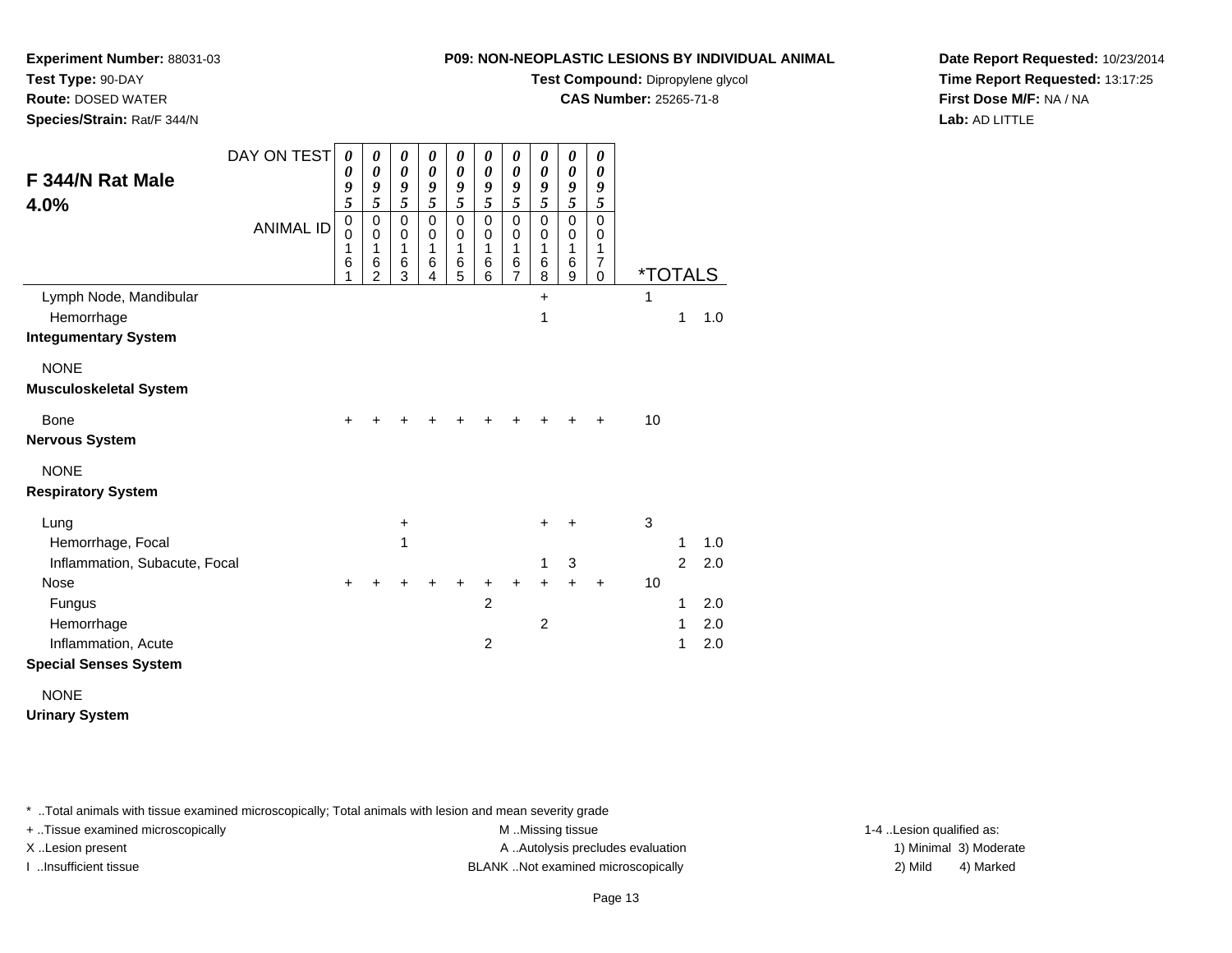**Experiment Number:** 88031-03
**Test Type:** 90-DAY
**Route:** DOSED WATER
**Species/Strain:** Rat/F 344/N

**P09: NON-NEOPLASTIC LESIONS BY INDIVIDUAL ANIMAL**
**Test Compound:** Dipropylene glycol
**CAS Number:** 25265-71-8

**Date Report Requested:** 10/23/2014
**Time Report Requested:** 13:17:25
**First Dose M/F:** NA / NA
**Lab:** AD LITTLE

## F 344/N Rat Male 4.0%

| DAY ON TEST | 0095 | 0095 | 0095 | 0095 | 0095 | 0095 | 0095 | 0095 | 0095 | 0095 | | | |
|---|---|---|---|---|---|---|---|---|---|---|---|---|---|
| ANIMAL ID | 00161 | 00162 | 00163 | 00164 | 00165 | 00166 | 00167 | 00168 | 00169 | 00170 | *TOTALS | | |
| Lymph Node, Mandibular | | | | | | | | + | | | 1 | | |
| Hemorrhage | | | | | | | | 1 | | | | 1 | 1.0 |
| **Integumentary System** | | | | | | | | | | | | | |
| NONE | | | | | | | | | | | | | |
| **Musculoskeletal System** | | | | | | | | | | | | | |
| Bone | + | + | + | + | + | + | + | + | + | + | 10 | | |
| **Nervous System** | | | | | | | | | | | | | |
| NONE | | | | | | | | | | | | | |
| **Respiratory System** | | | | | | | | | | | | | |
| Lung | | | + | | | | | + | + | | 3 | | |
| Hemorrhage, Focal | | | 1 | | | | | | | | | 1 | 1.0 |
| Inflammation, Subacute, Focal | | | | | | | | 1 | 3 | | | 2 | 2.0 |
| Nose | + | + | + | + | + | + | + | + | + | + | 10 | | |
| Fungus | | | | | | 2 | | | | | | 1 | 2.0 |
| Hemorrhage | | | | | | | | 2 | | | | 1 | 2.0 |
| Inflammation, Acute | | | | | | 2 | | | | | | 1 | 2.0 |
| **Special Senses System** | | | | | | | | | | | | | |
| NONE | | | | | | | | | | | | | |
| **Urinary System** | | | | | | | | | | | | | |

* ..Total animals with tissue examined microscopically; Total animals with lesion and mean severity grade
+ ..Tissue examined microscopically
X ..Lesion present
I ..Insufficient tissue

M ..Missing tissue
A ..Autolysis precludes evaluation
BLANK ..Not examined microscopically

1-4 ..Lesion qualified as:
1) Minimal 3) Moderate
2) Mild 4) Marked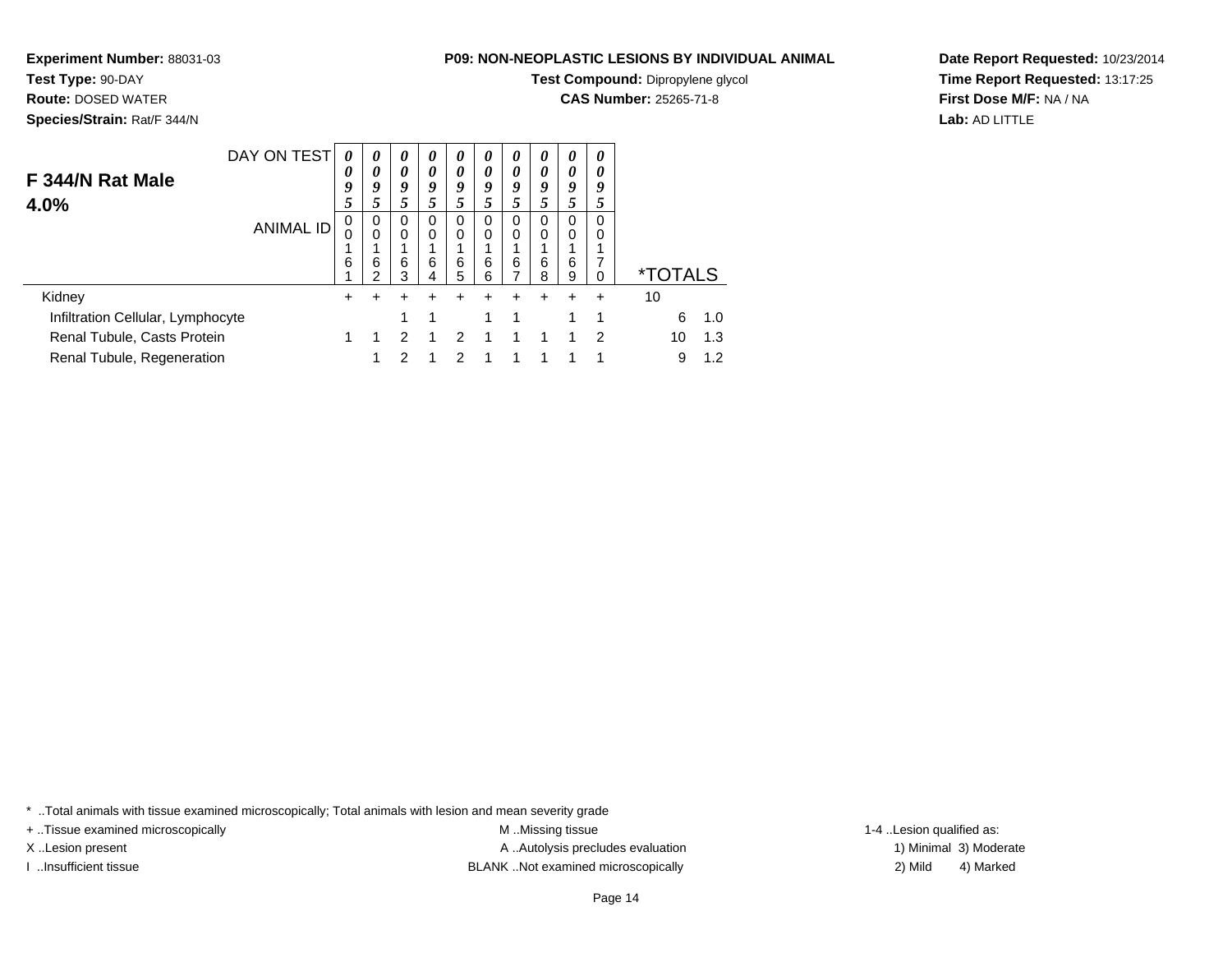**Experiment Number:** 88031-03
**Test Type:** 90-DAY
**Route:** DOSED WATER
**Species/Strain:** Rat/F 344/N

**P09: NON-NEOPLASTIC LESIONS BY INDIVIDUAL ANIMAL**
**Test Compound:** Dipropylene glycol
**CAS Number:** 25265-71-8

**Date Report Requested:** 10/23/2014
**Time Report Requested:** 13:17:25
**First Dose M/F:** NA / NA
**Lab:** AD LITTLE

## F 344/N Rat Male
## 4.0%

| DAY ON TEST | 0095 | 0095 | 0095 | 0095 | 0095 | 0095 | 0095 | 0095 | 0095 | 0095 | | |
|---|---|---|---|---|---|---|---|---|---|---|---|---|
| **ANIMAL ID** | 00161 | 00162 | 00163 | 00164 | 00165 | 00166 | 00167 | 00168 | 00169 | 00170 | ***TOTALS** | |
| Kidney | + | + | + | + | + | + | + | + | + | + | 10 | |
| Infiltration Cellular, Lymphocyte | | | 1 | 1 | | 1 | 1 | | 1 | 1 | 6 | 1.0 |
| Renal Tubule, Casts Protein | 1 | 1 | 2 | 1 | 2 | 1 | 1 | 1 | 1 | 2 | 10 | 1.3 |
| Renal Tubule, Regeneration | | 1 | 2 | 1 | 2 | 1 | 1 | 1 | 1 | 1 | 9 | 1.2 |

* ..Total animals with tissue examined microscopically; Total animals with lesion and mean severity grade
+ ..Tissue examined microscopically
X ..Lesion present
I ..Insufficient tissue

M ..Missing tissue
A ..Autolysis precludes evaluation
BLANK ..Not examined microscopically

1-4 ..Lesion qualified as:
1) Minimal 3) Moderate
2) Mild 4) Marked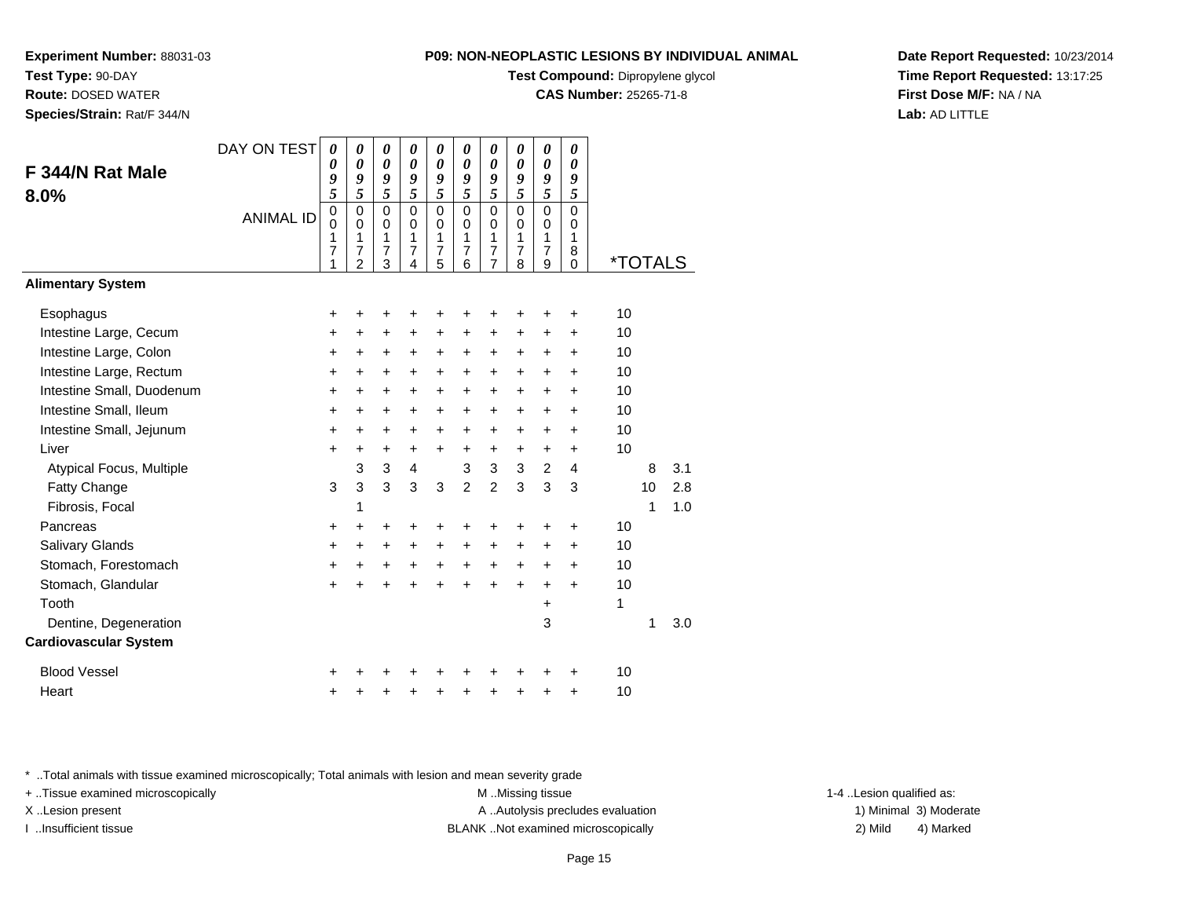**Experiment Number:** 88031-03
**Test Type:** 90-DAY
**Route:** DOSED WATER
**Species/Strain:** Rat/F 344/N

**P09: NON-NEOPLASTIC LESIONS BY INDIVIDUAL ANIMAL**
**Test Compound:** Dipropylene glycol
**CAS Number:** 25265-71-8

**Date Report Requested:** 10/23/2014
**Time Report Requested:** 13:17:25
**First Dose M/F:** NA / NA
**Lab:** AD LITTLE

## F 344/N Rat Male 8.0%

| DAY ON TEST | 0095 | 0095 | 0095 | 0095 | 0095 | 0095 | 0095 | 0095 | 0095 | 0095 | *TOTALS | | |
|---|---|---|---|---|---|---|---|---|---|---|---|---|---|
| ANIMAL ID | 00171 | 00172 | 00173 | 00174 | 00175 | 00176 | 00177 | 00178 | 00179 | 00180 | | | |
| **Alimentary System** | | | | | | | | | | | | | |
| Esophagus | + | + | + | + | + | + | + | + | + | + | 10 | | |
| Intestine Large, Cecum | + | + | + | + | + | + | + | + | + | + | 10 | | |
| Intestine Large, Colon | + | + | + | + | + | + | + | + | + | + | 10 | | |
| Intestine Large, Rectum | + | + | + | + | + | + | + | + | + | + | 10 | | |
| Intestine Small, Duodenum | + | + | + | + | + | + | + | + | + | + | 10 | | |
| Intestine Small, Ileum | + | + | + | + | + | + | + | + | + | + | 10 | | |
| Intestine Small, Jejunum | + | + | + | + | + | + | + | + | + | + | 10 | | |
| Liver | + | + | + | + | + | + | + | + | + | + | 10 | | |
| Atypical Focus, Multiple | | 3 | 3 | 4 | | 3 | 3 | 3 | 2 | 4 | | 8 | 3.1 |
| Fatty Change | 3 | 3 | 3 | 3 | 3 | 2 | 2 | 3 | 3 | 3 | | 10 | 2.8 |
| Fibrosis, Focal | | 1 | | | | | | | | | | 1 | 1.0 |
| Pancreas | + | + | + | + | + | + | + | + | + | + | 10 | | |
| Salivary Glands | + | + | + | + | + | + | + | + | + | + | 10 | | |
| Stomach, Forestomach | + | + | + | + | + | + | + | + | + | + | 10 | | |
| Stomach, Glandular | + | + | + | + | + | + | + | + | + | + | 10 | | |
| Tooth | | | | | | | | | + | | 1 | | |
| Dentine, Degeneration | | | | | | | | | 3 | | | 1 | 3.0 |
| **Cardiovascular System** | | | | | | | | | | | | | |
| Blood Vessel | + | + | + | + | + | + | + | + | + | + | 10 | | |
| Heart | + | + | + | + | + | + | + | + | + | + | 10 | | |

\* ..Total animals with tissue examined microscopically; Total animals with lesion and mean severity grade
+ ..Tissue examined microscopically
X ..Lesion present
I ..Insufficient tissue
M ..Missing tissue
A ..Autolysis precludes evaluation
BLANK ..Not examined microscopically
1-4 ..Lesion qualified as: 1) Minimal 2) Mild 3) Moderate 4) Marked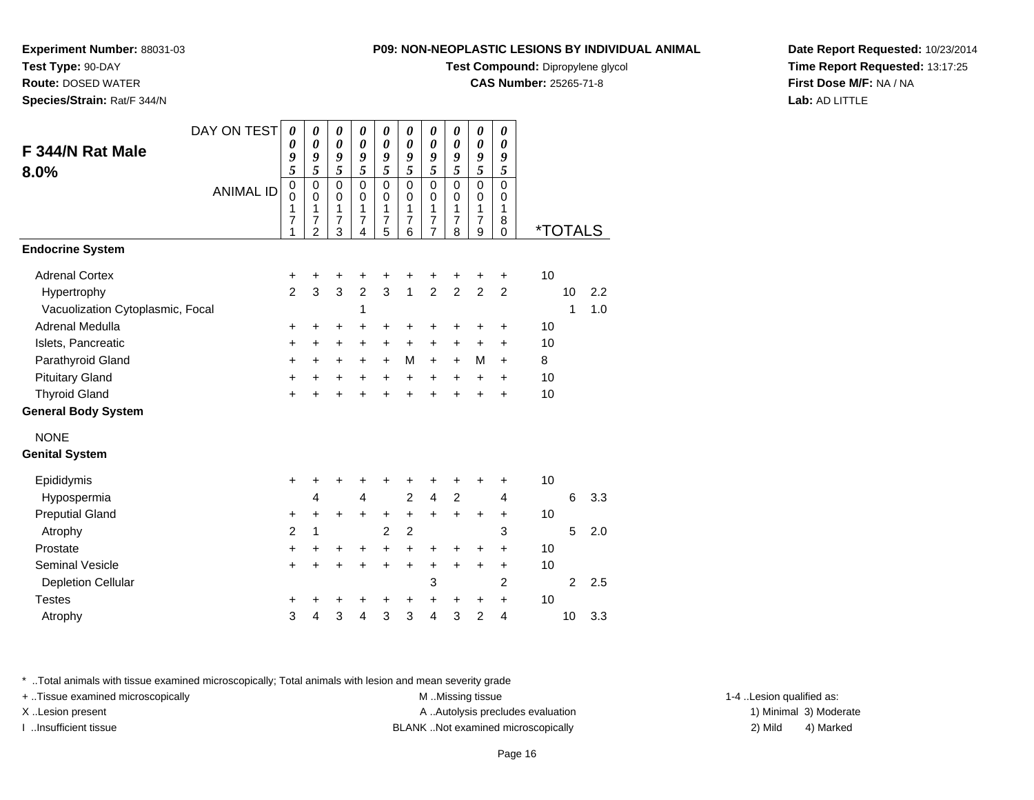**Experiment Number:** 88031-03
**Test Type:** 90-DAY
**Route:** DOSED WATER
**Species/Strain:** Rat/F 344/N

**P09: NON-NEOPLASTIC LESIONS BY INDIVIDUAL ANIMAL**
**Test Compound:** Dipropylene glycol
**CAS Number:** 25265-71-8

**Date Report Requested:** 10/23/2014
**Time Report Requested:** 13:17:25
**First Dose M/F:** NA / NA
**Lab:** AD LITTLE

## F 344/N Rat Male 8.0%

| DAY ON TEST | 0095 | 0095 | 0095 | 0095 | 0095 | 0095 | 0095 | 0095 | 0095 | 0095 | *TOTALS | | |
|---|---|---|---|---|---|---|---|---|---|---|---|---|---|
| ANIMAL ID | 00171 | 00172 | 00173 | 00174 | 00175 | 00176 | 00177 | 00178 | 00179 | 00180 | | | |
| **Endocrine System** | | | | | | | | | | | | | |
| Adrenal Cortex | + | + | + | + | + | + | + | + | + | + | 10 | | |
| Hypertrophy | 2 | 3 | 3 | 2 | 3 | 1 | 2 | 2 | 2 | 2 | | 10 | 2.2 |
| Vacuolization Cytoplasmic, Focal | | | | 1 | | | | | | | | 1 | 1.0 |
| Adrenal Medulla | + | + | + | + | + | + | + | + | + | + | 10 | | |
| Islets, Pancreatic | + | + | + | + | + | + | + | + | + | + | 10 | | |
| Parathyroid Gland | + | + | + | + | + | M | + | + | M | + | 8 | | |
| Pituitary Gland | + | + | + | + | + | + | + | + | + | + | 10 | | |
| Thyroid Gland | + | + | + | + | + | + | + | + | + | + | 10 | | |
| **General Body System** | | | | | | | | | | | | | |
| NONE | | | | | | | | | | | | | |
| **Genital System** | | | | | | | | | | | | | |
| Epididymis | + | + | + | + | + | + | + | + | + | + | 10 | | |
| Hypospermia | | 4 | | 4 | | 2 | 4 | 2 | | 4 | | 6 | 3.3 |
| Preputial Gland | + | + | + | + | + | + | + | + | + | + | 10 | | |
| Atrophy | 2 | 1 | | | 2 | 2 | | | | 3 | | 5 | 2.0 |
| Prostate | + | + | + | + | + | + | + | + | + | + | 10 | | |
| Seminal Vesicle | + | + | + | + | + | + | + | + | + | + | 10 | | |
| Depletion Cellular | | | | | | | 3 | | | 2 | | 2 | 2.5 |
| Testes | + | + | + | + | + | + | + | + | + | + | 10 | | |
| Atrophy | 3 | 4 | 3 | 4 | 3 | 3 | 4 | 3 | 2 | 4 | | 10 | 3.3 |

\* ..Total animals with tissue examined microscopically; Total animals with lesion and mean severity grade
+ ..Tissue examined microscopically
X ..Lesion present
I ..Insufficient tissue
M ..Missing tissue
A ..Autolysis precludes evaluation
BLANK ..Not examined microscopically
1-4 ..Lesion qualified as:
1) Minimal 3) Moderate
2) Mild 4) Marked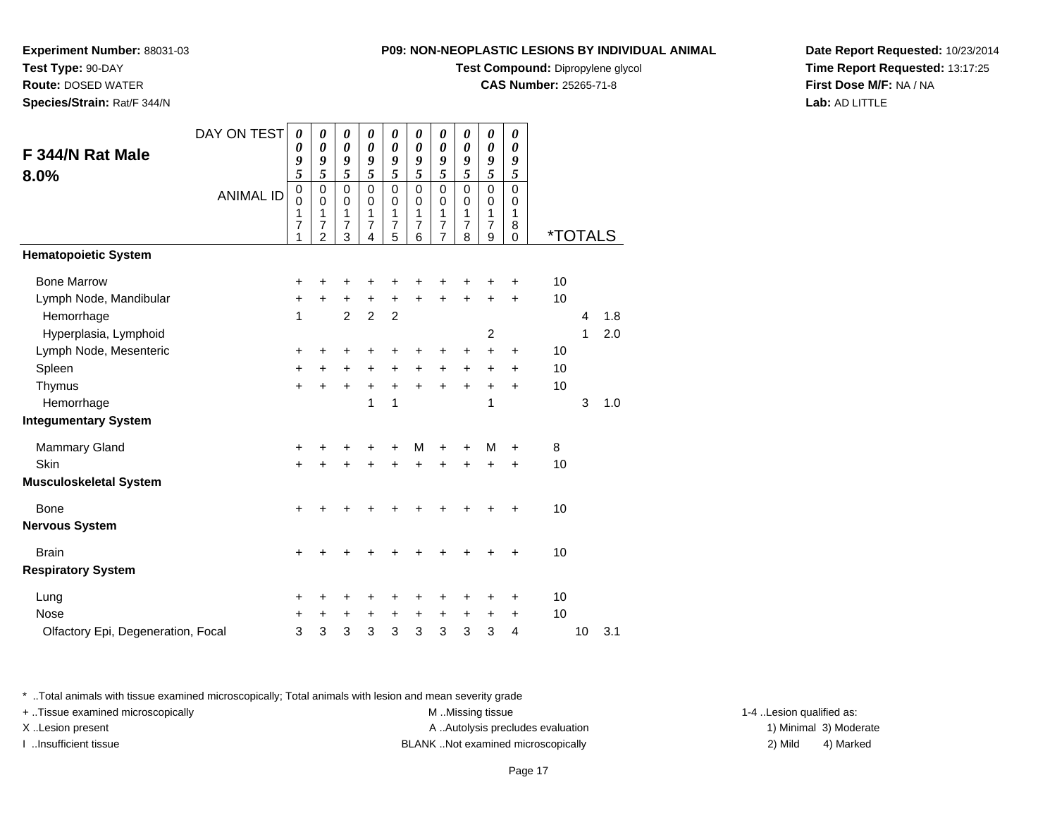**Experiment Number:** 88031-03
**Test Type:** 90-DAY
**Route:** DOSED WATER
**Species/Strain:** Rat/F 344/N

**P09: NON-NEOPLASTIC LESIONS BY INDIVIDUAL ANIMAL**
**Test Compound:** Dipropylene glycol
**CAS Number:** 25265-71-8

**Date Report Requested:** 10/23/2014
**Time Report Requested:** 13:17:25
**First Dose M/F:** NA / NA
**Lab:** AD LITTLE

## F 344/N Rat Male 8.0%

| DAY ON TEST | 0095 | 0095 | 0095 | 0095 | 0095 | 0095 | 0095 | 0095 | 0095 | 0095 | | | |
|---|---|---|---|---|---|---|---|---|---|---|---|---|---|
| ANIMAL ID | 00171 | 00172 | 00173 | 00174 | 00175 | 00176 | 00177 | 00178 | 00179 | 00180 | *TOTALS | | |
| **Hematopoietic System** | | | | | | | | | | | | | |
| Bone Marrow | + | + | + | + | + | + | + | + | + | + | 10 | | |
| Lymph Node, Mandibular | + | + | + | + | + | + | + | + | + | + | 10 | | |
| Hemorrhage | 1 | | 2 | 2 | 2 | | | | | | | 4 | 1.8 |
| Hyperplasia, Lymphoid | | | | | | | | | 2 | | | 1 | 2.0 |
| Lymph Node, Mesenteric | + | + | + | + | + | + | + | + | + | + | 10 | | |
| Spleen | + | + | + | + | + | + | + | + | + | + | 10 | | |
| Thymus | + | + | + | + | + | + | + | + | + | + | 10 | | |
| Hemorrhage | | | | 1 | 1 | | | | 1 | | | 3 | 1.0 |
| **Integumentary System** | | | | | | | | | | | | | |
| Mammary Gland | + | + | + | + | + | M | + | + | M | + | 8 | | |
| Skin | + | + | + | + | + | + | + | + | + | + | 10 | | |
| **Musculoskeletal System** | | | | | | | | | | | | | |
| Bone | + | + | + | + | + | + | + | + | + | + | 10 | | |
| **Nervous System** | | | | | | | | | | | | | |
| Brain | + | + | + | + | + | + | + | + | + | + | 10 | | |
| **Respiratory System** | | | | | | | | | | | | | |
| Lung | + | + | + | + | + | + | + | + | + | + | 10 | | |
| Nose | + | + | + | + | + | + | + | + | + | + | 10 | | |
| Olfactory Epi, Degeneration, Focal | 3 | 3 | 3 | 3 | 3 | 3 | 3 | 3 | 3 | 4 | | 10 | 3.1 |

* ..Total animals with tissue examined microscopically; Total animals with lesion and mean severity grade
+ ..Tissue examined microscopically
X ..Lesion present
I ..Insufficient tissue
M ..Missing tissue
A ..Autolysis precludes evaluation
BLANK ..Not examined microscopically
1-4 ..Lesion qualified as:
1) Minimal 2) Mild 3) Moderate 4) Marked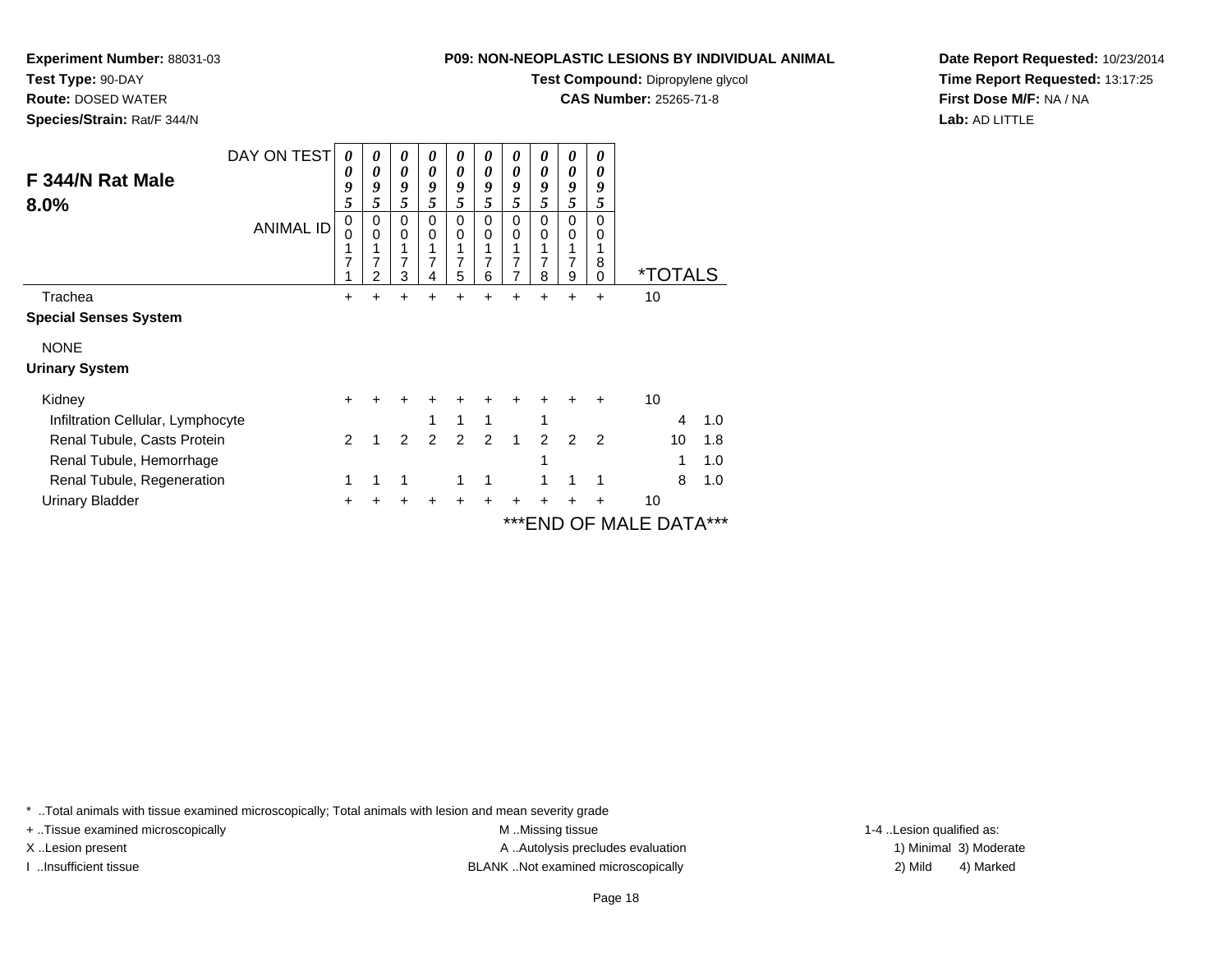**Experiment Number:** 88031-03
**Test Type:** 90-DAY
**Route:** DOSED WATER
**Species/Strain:** Rat/F 344/N

**P09: NON-NEOPLASTIC LESIONS BY INDIVIDUAL ANIMAL**
**Test Compound:** Dipropylene glycol
**CAS Number:** 25265-71-8

**Date Report Requested:** 10/23/2014
**Time Report Requested:** 13:17:25
**First Dose M/F:** NA / NA
**Lab:** AD LITTLE

## F 344/N Rat Male 8.0%

| DAY ON TEST | 0095 | 0095 | 0095 | 0095 | 0095 | 0095 | 0095 | 0095 | 0095 | 0095 | | |
|---|---|---|---|---|---|---|---|---|---|---|---|---|
| ANIMAL ID | 00171 | 00172 | 00173 | 00174 | 00175 | 00176 | 00177 | 00178 | 00179 | 00180 | *TOTALS | |
| Trachea | + | + | + | + | + | + | + | + | + | + | 10 | |
| **Special Senses System** | | | | | | | | | | | | |
| NONE | | | | | | | | | | | | |
| **Urinary System** | | | | | | | | | | | | |
| Kidney | + | + | + | + | + | + | + | + | + | + | 10 | |
| Infiltration Cellular, Lymphocyte | | | | 1 | 1 | 1 | | 1 | | | 4 | 1.0 |
| Renal Tubule, Casts Protein | 2 | 1 | 2 | 2 | 2 | 2 | 1 | 2 | 2 | 2 | 10 | 1.8 |
| Renal Tubule, Hemorrhage | | | | | | | | 1 | | | 1 | 1.0 |
| Renal Tubule, Regeneration | 1 | 1 | 1 | | 1 | 1 | | 1 | 1 | 1 | 8 | 1.0 |
| Urinary Bladder | + | + | + | + | + | + | + | + | + | + | 10 | |

***END OF MALE DATA***

\* ..Total animals with tissue examined microscopically; Total animals with lesion and mean severity grade
+ ..Tissue examined microscopically
X ..Lesion present
I ..Insufficient tissue
M ..Missing tissue
A ..Autolysis precludes evaluation
BLANK ..Not examined microscopically
1-4 ..Lesion qualified as:
1) Minimal 3) Moderate
2) Mild 4) Marked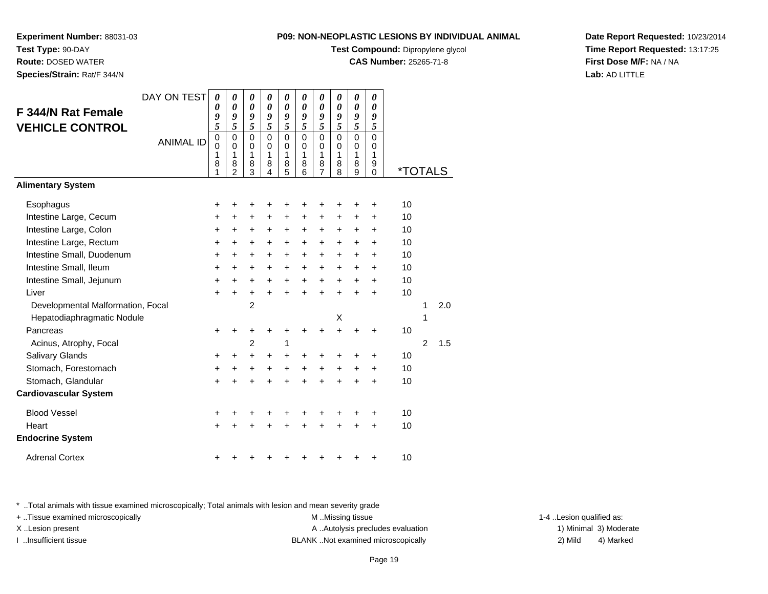**Experiment Number:** 88031-03
**Test Type:** 90-DAY
**Route:** DOSED WATER
**Species/Strain:** Rat/F 344/N

**P09: NON-NEOPLASTIC LESIONS BY INDIVIDUAL ANIMAL**
**Test Compound:** Dipropylene glycol
**CAS Number:** 25265-71-8

**Date Report Requested:** 10/23/2014
**Time Report Requested:** 13:17:25
**First Dose M/F:** NA / NA
**Lab:** AD LITTLE

## F 344/N Rat Female VEHICLE CONTROL

| DAY ON TEST | 0095 | 0095 | 0095 | 0095 | 0095 | 0095 | 0095 | 0095 | 0095 | 0095 | | | |
|---|---|---|---|---|---|---|---|---|---|---|---|---|---|
| ANIMAL ID | 00181 | 00182 | 00183 | 00184 | 00185 | 00186 | 00187 | 00188 | 00189 | 00190 | *TOTALS | | |
| **Alimentary System** | | | | | | | | | | | | | |
| Esophagus | + | + | + | + | + | + | + | + | + | + | 10 | | |
| Intestine Large, Cecum | + | + | + | + | + | + | + | + | + | + | 10 | | |
| Intestine Large, Colon | + | + | + | + | + | + | + | + | + | + | 10 | | |
| Intestine Large, Rectum | + | + | + | + | + | + | + | + | + | + | 10 | | |
| Intestine Small, Duodenum | + | + | + | + | + | + | + | + | + | + | 10 | | |
| Intestine Small, Ileum | + | + | + | + | + | + | + | + | + | + | 10 | | |
| Intestine Small, Jejunum | + | + | + | + | + | + | + | + | + | + | 10 | | |
| Liver | + | + | + | + | + | + | + | + | + | + | 10 | | |
| Developmental Malformation, Focal | | | 2 | | | | | | | | | 1 | 2.0 |
| Hepatodiaphragmatic Nodule | | | | | | | | X | | | | 1 | |
| Pancreas | + | + | + | + | + | + | + | + | + | + | 10 | | |
| Acinus, Atrophy, Focal | | | 2 | | 1 | | | | | | | 2 | 1.5 |
| Salivary Glands | + | + | + | + | + | + | + | + | + | + | 10 | | |
| Stomach, Forestomach | + | + | + | + | + | + | + | + | + | + | 10 | | |
| Stomach, Glandular | + | + | + | + | + | + | + | + | + | + | 10 | | |
| **Cardiovascular System** | | | | | | | | | | | | | |
| Blood Vessel | + | + | + | + | + | + | + | + | + | + | 10 | | |
| Heart | + | + | + | + | + | + | + | + | + | + | 10 | | |
| **Endocrine System** | | | | | | | | | | | | | |
| Adrenal Cortex | + | + | + | + | + | + | + | + | + | + | 10 | | |

\* ..Total animals with tissue examined microscopically; Total animals with lesion and mean severity grade
+ ..Tissue examined microscopically
X ..Lesion present
I ..Insufficient tissue
M ..Missing tissue
A ..Autolysis precludes evaluation
BLANK ..Not examined microscopically
1-4 ..Lesion qualified as: 1) Minimal 2) Mild 3) Moderate 4) Marked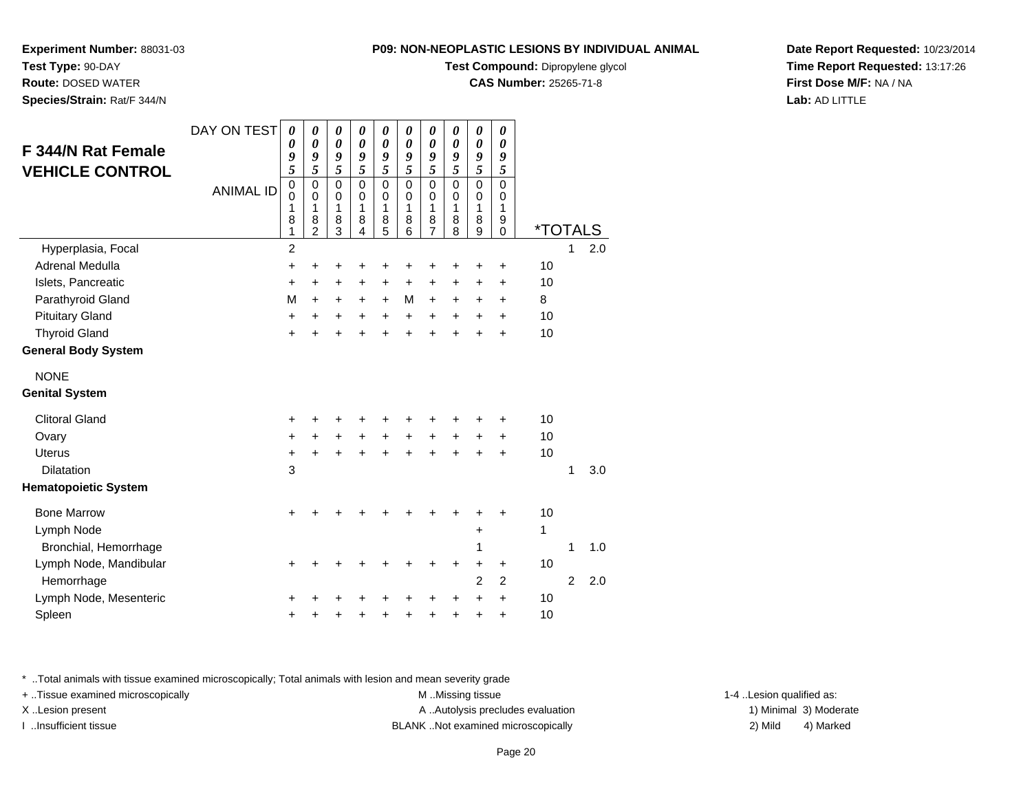**Experiment Number:** 88031-03
**Test Type:** 90-DAY
**Route:** DOSED WATER
**Species/Strain:** Rat/F 344/N

**P09: NON-NEOPLASTIC LESIONS BY INDIVIDUAL ANIMAL**
**Test Compound:** Dipropylene glycol
**CAS Number:** 25265-71-8

**Date Report Requested:** 10/23/2014
**Time Report Requested:** 13:17:26
**First Dose M/F:** NA / NA
**Lab:** AD LITTLE

## F 344/N Rat Female VEHICLE CONTROL

| DAY ON TEST | 0095 | 0095 | 0095 | 0095 | 0095 | 0095 | 0095 | 0095 | 0095 | 0095 | *TOTALS | | |
|---|---|---|---|---|---|---|---|---|---|---|---|---|---|
| ANIMAL ID | 00181 | 00182 | 00183 | 00184 | 00185 | 00186 | 00187 | 00188 | 00189 | 00190 | | | |
| Hyperplasia, Focal | 2 | | | | | | | | | | | 1 | 2.0 |
| Adrenal Medulla | + | + | + | + | + | + | + | + | + | + | 10 | | |
| Islets, Pancreatic | + | + | + | + | + | + | + | + | + | + | 10 | | |
| Parathyroid Gland | M | + | + | + | + | M | + | + | + | + | 8 | | |
| Pituitary Gland | + | + | + | + | + | + | + | + | + | + | 10 | | |
| Thyroid Gland | + | + | + | + | + | + | + | + | + | + | 10 | | |
| **General Body System** | | | | | | | | | | | | | |
| NONE | | | | | | | | | | | | | |
| **Genital System** | | | | | | | | | | | | | |
| Clitoral Gland | + | + | + | + | + | + | + | + | + | + | 10 | | |
| Ovary | + | + | + | + | + | + | + | + | + | + | 10 | | |
| Uterus | + | + | + | + | + | + | + | + | + | + | 10 | | |
| Dilatation | 3 | | | | | | | | | | | 1 | 3.0 |
| **Hematopoietic System** | | | | | | | | | | | | | |
| Bone Marrow | + | + | + | + | + | + | + | + | + | + | 10 | | |
| Lymph Node | | | | | | | | | + | | 1 | | |
| Bronchial, Hemorrhage | | | | | | | | | 1 | | | 1 | 1.0 |
| Lymph Node, Mandibular | + | + | + | + | + | + | + | + | + | + | 10 | | |
| Hemorrhage | | | | | | | | | 2 | 2 | | 2 | 2.0 |
| Lymph Node, Mesenteric | + | + | + | + | + | + | + | + | + | + | 10 | | |
| Spleen | + | + | + | + | + | + | + | + | + | + | 10 | | |

* ..Total animals with tissue examined microscopically; Total animals with lesion and mean severity grade
+ ..Tissue examined microscopically
X ..Lesion present
I ..Insufficient tissue
M ..Missing tissue
A ..Autolysis precludes evaluation
BLANK ..Not examined microscopically
1-4 ..Lesion qualified as: 1) Minimal 2) Mild 3) Moderate 4) Marked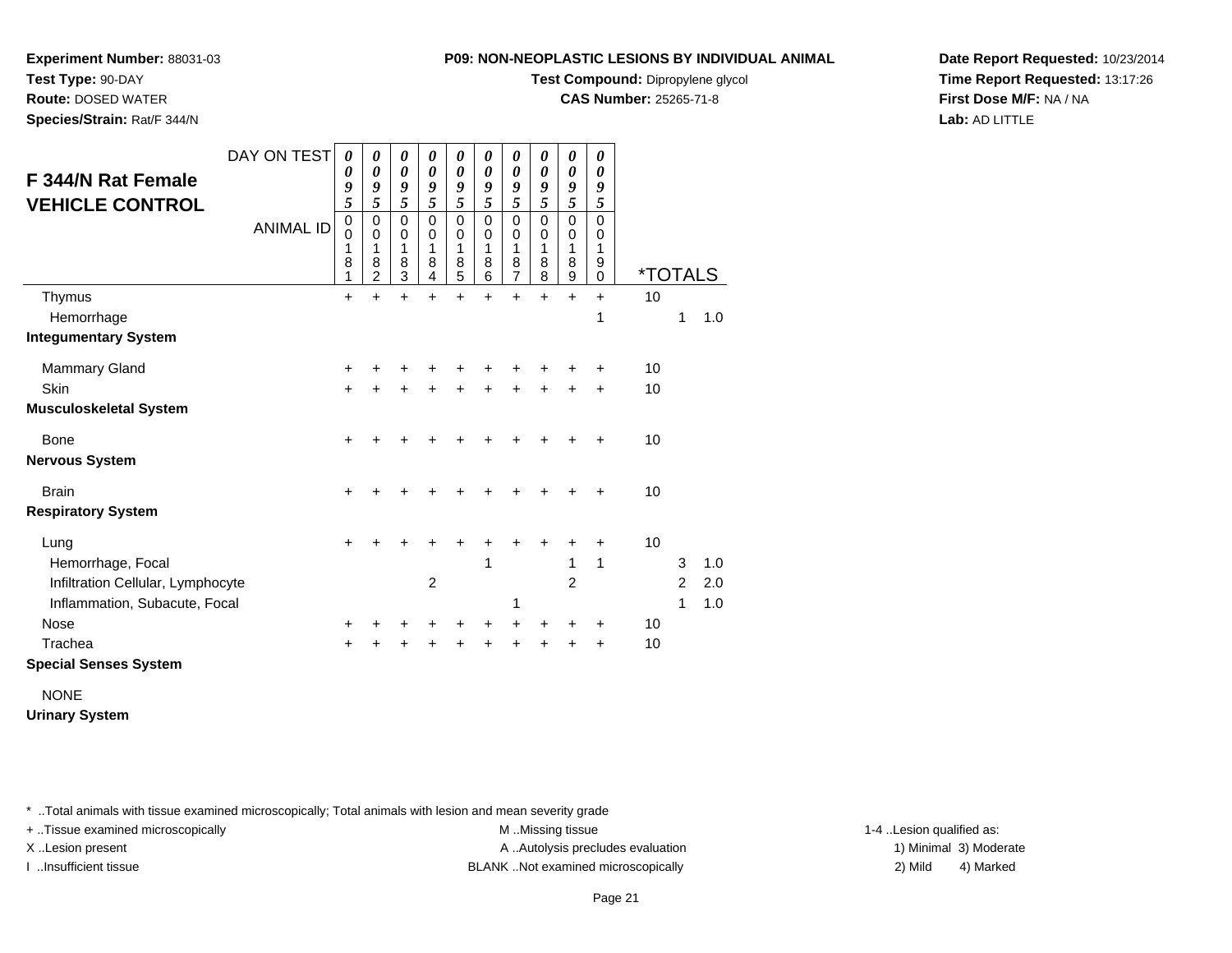**Experiment Number:** 88031-03
**Test Type:** 90-DAY
**Route:** DOSED WATER
**Species/Strain:** Rat/F 344/N

**P09: NON-NEOPLASTIC LESIONS BY INDIVIDUAL ANIMAL**
**Test Compound:** Dipropylene glycol
**CAS Number:** 25265-71-8

**Date Report Requested:** 10/23/2014
**Time Report Requested:** 13:17:26
**First Dose M/F:** NA / NA
**Lab:** AD LITTLE

## F 344/N Rat Female VEHICLE CONTROL

| DAY ON TEST | 0095 | 0095 | 0095 | 0095 | 0095 | 0095 | 0095 | 0095 | 0095 | 0095 | *TOTALS | | |
|---|---|---|---|---|---|---|---|---|---|---|---|---|---|
| ANIMAL ID | 00181 | 00182 | 00183 | 00184 | 00185 | 00186 | 00187 | 00188 | 00189 | 00190 | | | |
| Thymus | + | + | + | + | + | + | + | + | + | + | 10 | | |
| Hemorrhage | | | | | | | | | | 1 | | 1 | 1.0 |
| **Integumentary System** | | | | | | | | | | | | | |
| Mammary Gland | + | + | + | + | + | + | + | + | + | + | 10 | | |
| Skin | + | + | + | + | + | + | + | + | + | + | 10 | | |
| **Musculoskeletal System** | | | | | | | | | | | | | |
| Bone | + | + | + | + | + | + | + | + | + | + | 10 | | |
| **Nervous System** | | | | | | | | | | | | | |
| Brain | + | + | + | + | + | + | + | + | + | + | 10 | | |
| **Respiratory System** | | | | | | | | | | | | | |
| Lung | + | + | + | + | + | + | + | + | + | + | 10 | | |
| Hemorrhage, Focal | | | | | | 1 | | | 1 | 1 | | 3 | 1.0 |
| Infiltration Cellular, Lymphocyte | | | | 2 | | | | | 2 | | | 2 | 2.0 |
| Inflammation, Subacute, Focal | | | | | | | 1 | | | | | 1 | 1.0 |
| Nose | + | + | + | + | + | + | + | + | + | + | 10 | | |
| Trachea | + | + | + | + | + | + | + | + | + | + | 10 | | |
| **Special Senses System** | | | | | | | | | | | | | |
| NONE | | | | | | | | | | | | | |
| **Urinary System** | | | | | | | | | | | | | |

* ..Total animals with tissue examined microscopically; Total animals with lesion and mean severity grade
+ ..Tissue examined microscopically
X ..Lesion present
I ..Insufficient tissue

M ..Missing tissue
A ..Autolysis precludes evaluation
BLANK ..Not examined microscopically

1-4 ..Lesion qualified as:
1) Minimal 3) Moderate
2) Mild 4) Marked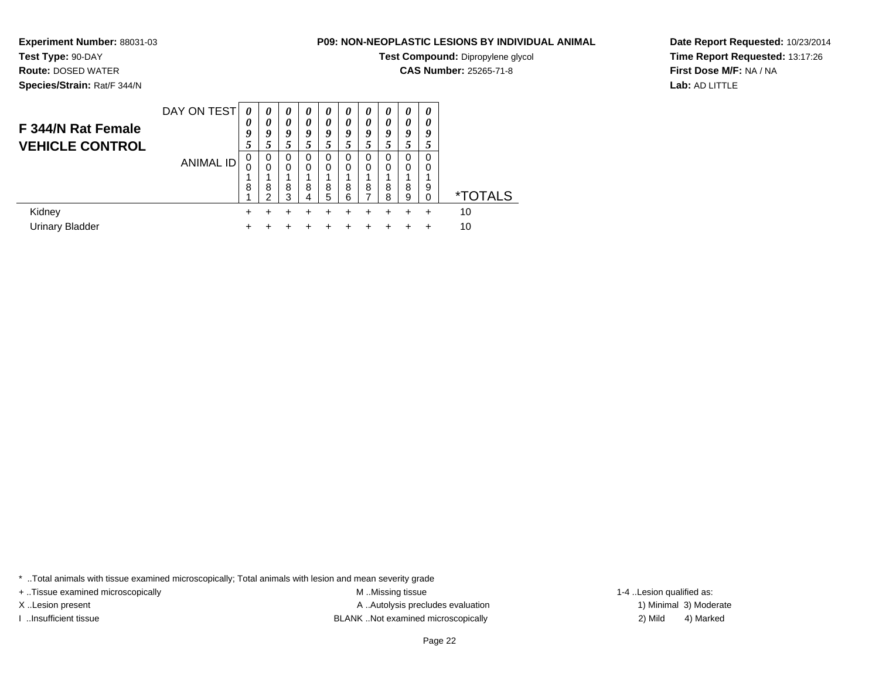**Experiment Number:** 88031-03
**Test Type:** 90-DAY
**Route:** DOSED WATER
**Species/Strain:** Rat/F 344/N

**P09: NON-NEOPLASTIC LESIONS BY INDIVIDUAL ANIMAL**
**Test Compound:** Dipropylene glycol
**CAS Number:** 25265-71-8

**Date Report Requested:** 10/23/2014
**Time Report Requested:** 13:17:26
**First Dose M/F:** NA / NA
**Lab:** AD LITTLE

## F 344/N Rat Female VEHICLE CONTROL

| | | | | | | | | | | | |
|---|---|---|---|---|---|---|---|---|---|---|---|
| DAY ON TEST | 0095 | 0095 | 0095 | 0095 | 0095 | 0095 | 0095 | 0095 | 0095 | 0095 | |
| ANIMAL ID | 00181 | 00182 | 00183 | 00184 | 00185 | 00186 | 00187 | 00188 | 00189 | 00190 | *TOTALS |
| Kidney | + | + | + | + | + | + | + | + | + | + | 10 |
| Urinary Bladder | + | + | + | + | + | + | + | + | + | + | 10 |

* ..Total animals with tissue examined microscopically; Total animals with lesion and mean severity grade
+ ..Tissue examined microscopically
X ..Lesion present
I ..Insufficient tissue
M ..Missing tissue
A ..Autolysis precludes evaluation
BLANK ..Not examined microscopically
1-4 ..Lesion qualified as:
1) Minimal 3) Moderate
2) Mild 4) Marked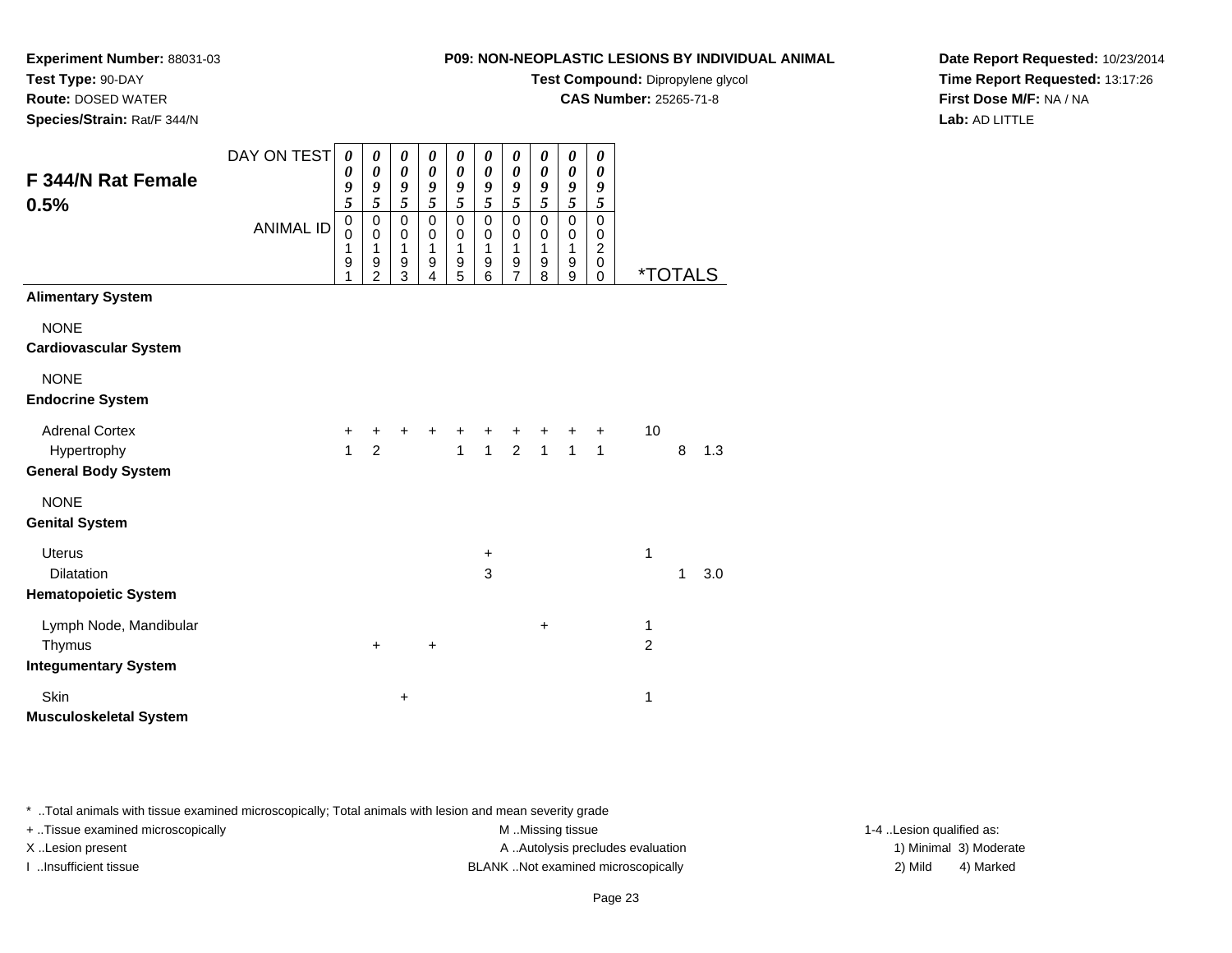**Experiment Number:** 88031-03
**Test Type:** 90-DAY
**Route:** DOSED WATER
**Species/Strain:** Rat/F 344/N

**P09: NON-NEOPLASTIC LESIONS BY INDIVIDUAL ANIMAL**
**Test Compound:** Dipropylene glycol
**CAS Number:** 25265-71-8

**Date Report Requested:** 10/23/2014
**Time Report Requested:** 13:17:26
**First Dose M/F:** NA / NA
**Lab:** AD LITTLE

## F 344/N Rat Female 0.5%

| DAY ON TEST | 0095 | 0095 | 0095 | 0095 | 0095 | 0095 | 0095 | 0095 | 0095 | 0095 | | | |
|---|---|---|---|---|---|---|---|---|---|---|---|---|---|
| ANIMAL ID | 00191 | 00192 | 00193 | 00194 | 00195 | 00196 | 00197 | 00198 | 00199 | 00200 | *TOTALS | | |
| **Alimentary System** | | | | | | | | | | | | | |
| NONE | | | | | | | | | | | | | |
| **Cardiovascular System** | | | | | | | | | | | | | |
| NONE | | | | | | | | | | | | | |
| **Endocrine System** | | | | | | | | | | | | | |
| Adrenal Cortex | + | + | + | + | + | + | + | + | + | + | 10 | | |
| Hypertrophy | 1 | 2 | | | 1 | 1 | 2 | 1 | 1 | 1 | | 8 | 1.3 |
| **General Body System** | | | | | | | | | | | | | |
| NONE | | | | | | | | | | | | | |
| **Genital System** | | | | | | | | | | | | | |
| Uterus | | | | | | + | | | | | 1 | | |
| Dilatation | | | | | | 3 | | | | | | 1 | 3.0 |
| **Hematopoietic System** | | | | | | | | | | | | | |
| Lymph Node, Mandibular | | | | | | | | + | | | 1 | | |
| Thymus | | + | | + | | | | | | | 2 | | |
| **Integumentary System** | | | | | | | | | | | | | |
| Skin | | | + | | | | | | | | 1 | | |
| **Musculoskeletal System** | | | | | | | | | | | | | |

\* ..Total animals with tissue examined microscopically; Total animals with lesion and mean severity grade
+ ..Tissue examined microscopically
X ..Lesion present
I ..Insufficient tissue
M ..Missing tissue
A ..Autolysis precludes evaluation
BLANK ..Not examined microscopically
1-4 ..Lesion qualified as: 1) Minimal 2) Mild 3) Moderate 4) Marked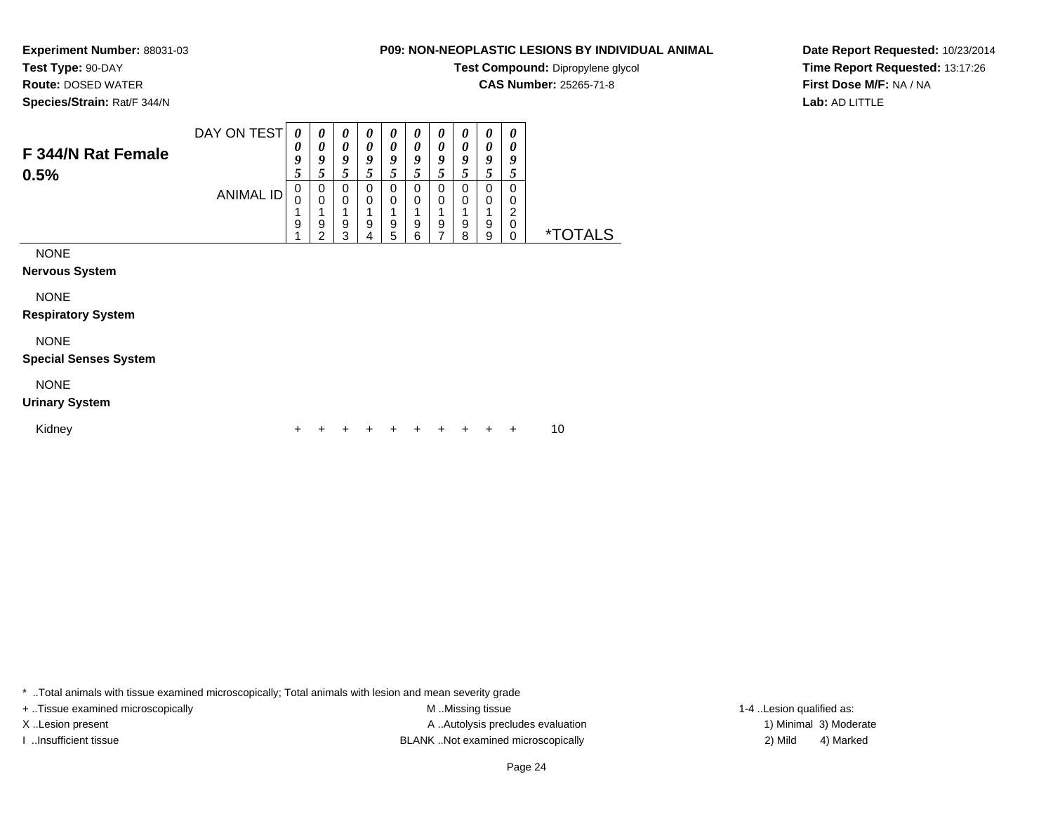**Experiment Number:** 88031-03
**Test Type:** 90-DAY
**Route:** DOSED WATER
**Species/Strain:** Rat/F 344/N

**P09: NON-NEOPLASTIC LESIONS BY INDIVIDUAL ANIMAL**
**Test Compound:** Dipropylene glycol
**CAS Number:** 25265-71-8

**Date Report Requested:** 10/23/2014
**Time Report Requested:** 13:17:26
**First Dose M/F:** NA / NA
**Lab:** AD LITTLE

## F 344/N Rat Female 0.5%

| DAY ON TEST | 0095 | 0095 | 0095 | 0095 | 0095 | 0095 | 0095 | 0095 | 0095 | 0095 | |
|---|---|---|---|---|---|---|---|---|---|---|---|
| ANIMAL ID | 00191 | 00192 | 00193 | 00194 | 00195 | 00196 | 00197 | 00198 | 00199 | 00200 | *TOTALS |
| NONE | | | | | | | | | | | |
| **Nervous System** | | | | | | | | | | | |
| NONE | | | | | | | | | | | |
| **Respiratory System** | | | | | | | | | | | |
| NONE | | | | | | | | | | | |
| **Special Senses System** | | | | | | | | | | | |
| NONE | | | | | | | | | | | |
| **Urinary System** | | | | | | | | | | | |
| Kidney | + | + | + | + | + | + | + | + | + | + | 10 |

* ..Total animals with tissue examined microscopically; Total animals with lesion and mean severity grade
+ ..Tissue examined microscopically
X ..Lesion present
I ..Insufficient tissue
M ..Missing tissue
A ..Autolysis precludes evaluation
BLANK ..Not examined microscopically
1-4 ..Lesion qualified as:
1) Minimal 3) Moderate
2) Mild 4) Marked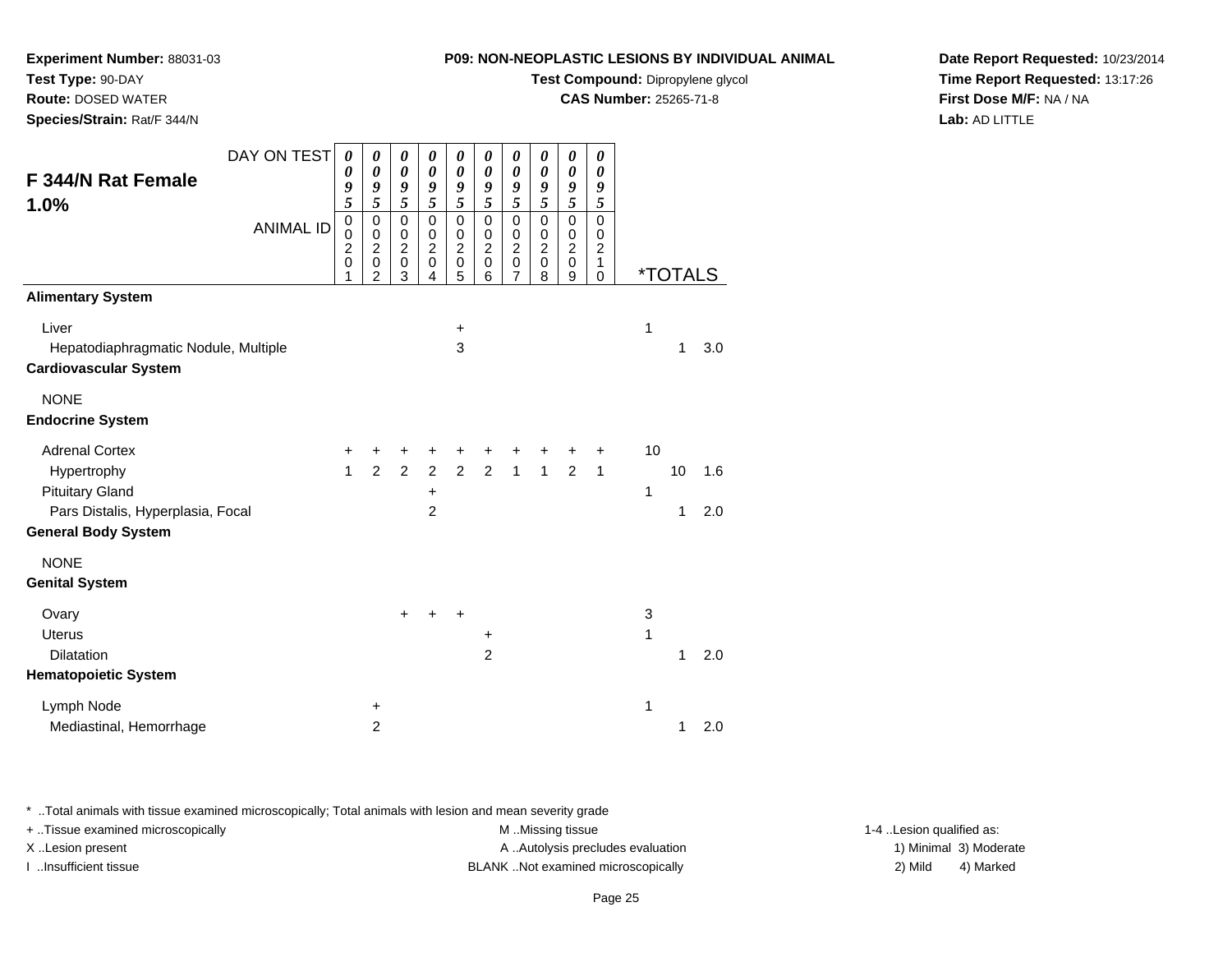**Experiment Number:** 88031-03
**Test Type:** 90-DAY
**Route:** DOSED WATER
**Species/Strain:** Rat/F 344/N

**P09: NON-NEOPLASTIC LESIONS BY INDIVIDUAL ANIMAL**
**Test Compound:** Dipropylene glycol
**CAS Number:** 25265-71-8

**Date Report Requested:** 10/23/2014
**Time Report Requested:** 13:17:26
**First Dose M/F:** NA / NA
**Lab:** AD LITTLE

## F 344/N Rat Female 1.0%

| DAY ON TEST | 0095 | 0095 | 0095 | 0095 | 0095 | 0095 | 0095 | 0095 | 0095 | 0095 | *TOTALS | | |
|---|---|---|---|---|---|---|---|---|---|---|---|---|---|
| ANIMAL ID | 00201 | 00202 | 00203 | 00204 | 00205 | 00206 | 00207 | 00208 | 00209 | 00210 | | | |
| **Alimentary System** | | | | | | | | | | | | | |
| Liver | | | | | + | | | | | | 1 | | |
| Hepatodiaphragmatic Nodule, Multiple | | | | | 3 | | | | | | | 1 | 3.0 |
| **Cardiovascular System** | | | | | | | | | | | | | |
| NONE | | | | | | | | | | | | | |
| **Endocrine System** | | | | | | | | | | | | | |
| Adrenal Cortex | + | + | + | + | + | + | + | + | + | + | 10 | | |
| Hypertrophy | 1 | 2 | 2 | 2 | 2 | 2 | 1 | 1 | 2 | 1 | | 10 | 1.6 |
| Pituitary Gland | | | | + | | | | | | | 1 | | |
| Pars Distalis, Hyperplasia, Focal | | | | 2 | | | | | | | | 1 | 2.0 |
| **General Body System** | | | | | | | | | | | | | |
| NONE | | | | | | | | | | | | | |
| **Genital System** | | | | | | | | | | | | | |
| Ovary | | | + | + | + | | | | | | 3 | | |
| Uterus | | | | | | + | | | | | 1 | | |
| Dilatation | | | | | | 2 | | | | | | 1 | 2.0 |
| **Hematopoietic System** | | | | | | | | | | | | | |
| Lymph Node | | + | | | | | | | | | 1 | | |
| Mediastinal, Hemorrhage | | 2 | | | | | | | | | | 1 | 2.0 |

\* ..Total animals with tissue examined microscopically; Total animals with lesion and mean severity grade

+ ..Tissue examined microscopically
X ..Lesion present
I ..Insufficient tissue

M ..Missing tissue
A ..Autolysis precludes evaluation
BLANK ..Not examined microscopically

1-4 ..Lesion qualified as:
1) Minimal 3) Moderate
2) Mild 4) Marked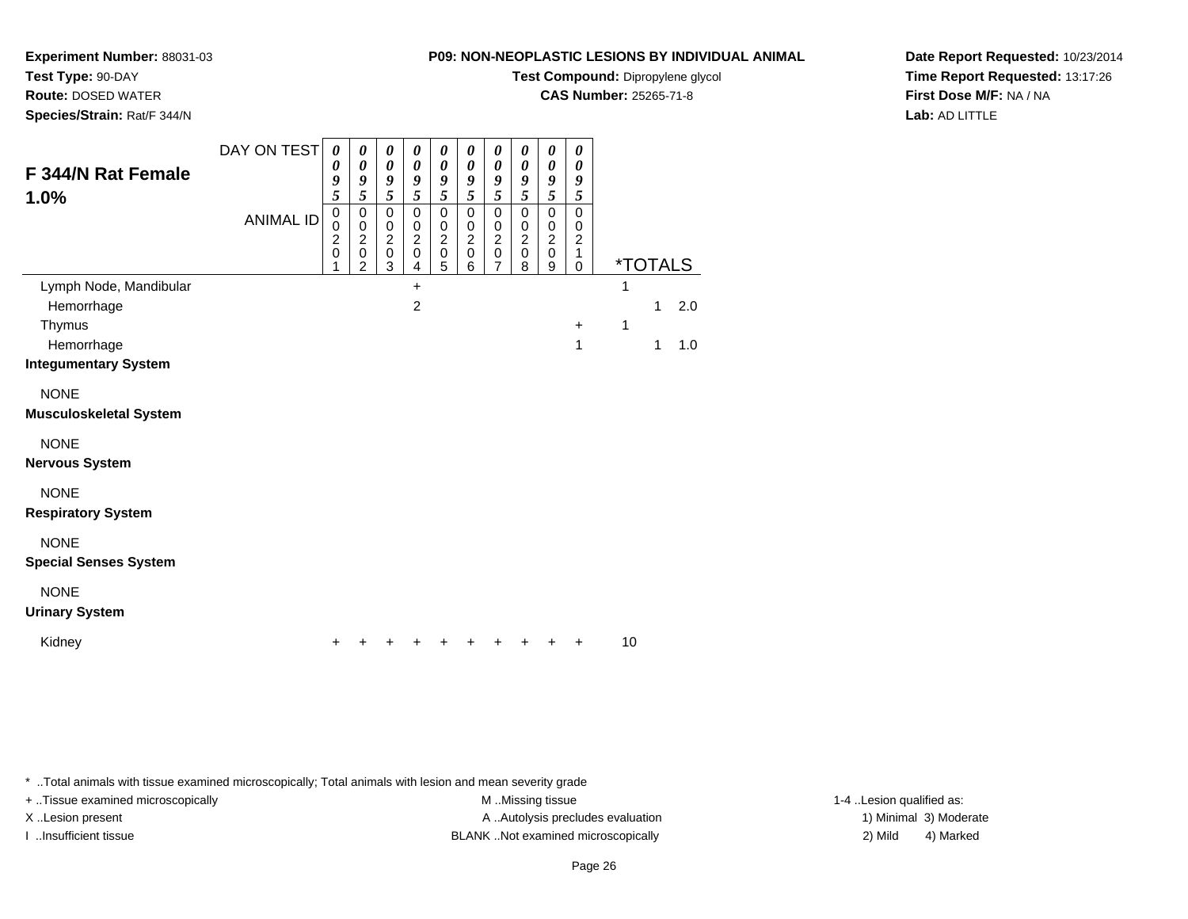**Experiment Number:** 88031-03
**Test Type:** 90-DAY
**Route:** DOSED WATER
**Species/Strain:** Rat/F 344/N

**P09: NON-NEOPLASTIC LESIONS BY INDIVIDUAL ANIMAL**
**Test Compound:** Dipropylene glycol
**CAS Number:** 25265-71-8

**Date Report Requested:** 10/23/2014
**Time Report Requested:** 13:17:26
**First Dose M/F:** NA / NA
**Lab:** AD LITTLE

## F 344/N Rat Female 1.0%

| DAY ON TEST | 0095 | 0095 | 0095 | 0095 | 0095 | 0095 | 0095 | 0095 | 0095 | 0095 | | | |
|---|---|---|---|---|---|---|---|---|---|---|---|---|---|
| ANIMAL ID | 00201 | 00202 | 00203 | 00204 | 00205 | 00206 | 00207 | 00208 | 00209 | 00210 | *TOTALS | | |
| Lymph Node, Mandibular | | | | + | | | | | | | 1 | | |
| Hemorrhage | | | | 2 | | | | | | | | 1 | 2.0 |
| Thymus | | | | | | | | | | + | 1 | | |
| Hemorrhage | | | | | | | | | | 1 | | 1 | 1.0 |
| **Integumentary System** | | | | | | | | | | | | | |
| NONE | | | | | | | | | | | | | |
| **Musculoskeletal System** | | | | | | | | | | | | | |
| NONE | | | | | | | | | | | | | |
| **Nervous System** | | | | | | | | | | | | | |
| NONE | | | | | | | | | | | | | |
| **Respiratory System** | | | | | | | | | | | | | |
| NONE | | | | | | | | | | | | | |
| **Special Senses System** | | | | | | | | | | | | | |
| NONE | | | | | | | | | | | | | |
| **Urinary System** | | | | | | | | | | | | | |
| Kidney | + | + | + | + | + | + | + | + | + | + | 10 | | |

\* ..Total animals with tissue examined microscopically; Total animals with lesion and mean severity grade
+ ..Tissue examined microscopically
X ..Lesion present
I ..Insufficient tissue
M ..Missing tissue
A ..Autolysis precludes evaluation
BLANK ..Not examined microscopically
1-4 ..Lesion qualified as:
1) Minimal 3) Moderate
2) Mild 4) Marked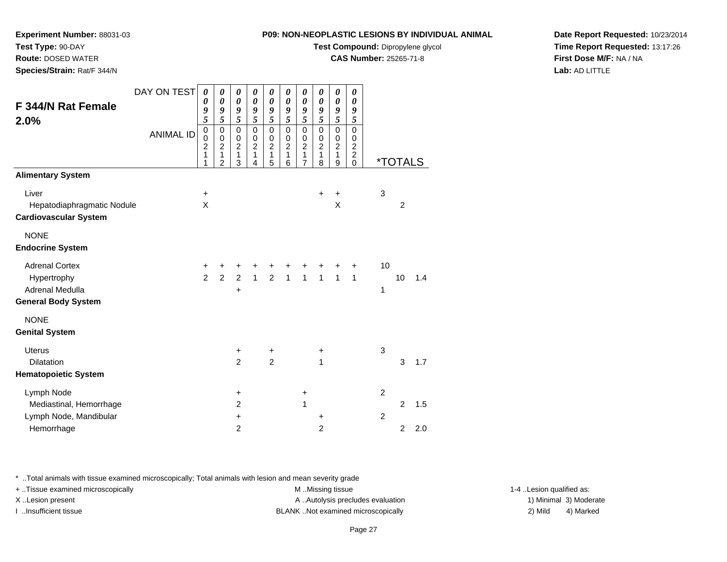**Experiment Number:** 88031-03
**Test Type:** 90-DAY
**Route:** DOSED WATER
**Species/Strain:** Rat/F 344/N

**P09: NON-NEOPLASTIC LESIONS BY INDIVIDUAL ANIMAL**
**Test Compound:** Dipropylene glycol
**CAS Number:** 25265-71-8

**Date Report Requested:** 10/23/2014
**Time Report Requested:** 13:17:26
**First Dose M/F:** NA / NA
**Lab:** AD LITTLE

## F 344/N Rat Female 2.0%

| DAY ON TEST | 0095 | 0095 | 0095 | 0095 | 0095 | 0095 | 0095 | 0095 | 0095 | 0095 | *TOTALS | | |
|---|---|---|---|---|---|---|---|---|---|---|---|---|---|
| ANIMAL ID | 00211 | 00212 | 00213 | 00214 | 00215 | 00216 | 00217 | 00218 | 00219 | 00220 | | | |
| **Alimentary System** | | | | | | | | | | | | | |
| Liver | + | | | | | | | + | + | | 3 | | |
| Hepatodiaphragmatic Nodule | X | | | | | | | | X | | | 2 | |
| **Cardiovascular System** | | | | | | | | | | | | | |
| NONE | | | | | | | | | | | | | |
| **Endocrine System** | | | | | | | | | | | | | |
| Adrenal Cortex | + | + | + | + | + | + | + | + | + | + | 10 | | |
| Hypertrophy | 2 | 2 | 2 | 1 | 2 | 1 | 1 | 1 | 1 | 1 | | 10 | 1.4 |
| Adrenal Medulla | | | + | | | | | | | | 1 | | |
| **General Body System** | | | | | | | | | | | | | |
| NONE | | | | | | | | | | | | | |
| **Genital System** | | | | | | | | | | | | | |
| Uterus | | | + | | + | | | + | | | 3 | | |
| Dilatation | | | 2 | | 2 | | | 1 | | | | 3 | 1.7 |
| **Hematopoietic System** | | | | | | | | | | | | | |
| Lymph Node | | | + | | | | + | | | | 2 | | |
| Mediastinal, Hemorrhage | | | 2 | | | | 1 | | | | | 2 | 1.5 |
| Lymph Node, Mandibular | | | + | | | | | + | | | 2 | | |
| Hemorrhage | | | 2 | | | | | 2 | | | | 2 | 2.0 |

\* ..Total animals with tissue examined microscopically; Total animals with lesion and mean severity grade
+ ..Tissue examined microscopically
X ..Lesion present
I ..Insufficient tissue
M ..Missing tissue
A ..Autolysis precludes evaluation
BLANK ..Not examined microscopically
1-4 ..Lesion qualified as: 1) Minimal 2) Mild 3) Moderate 4) Marked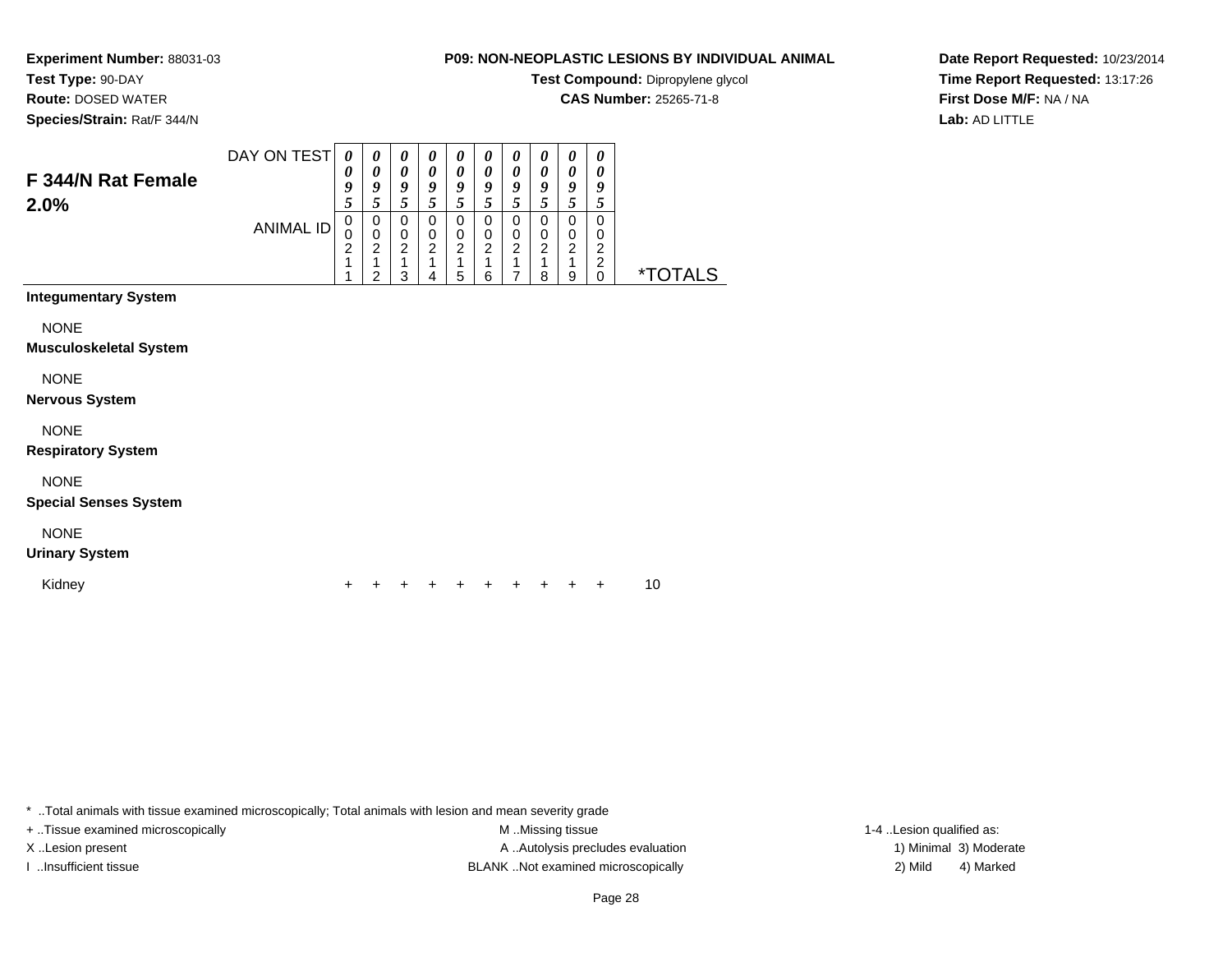**Experiment Number:** 88031-03
**Test Type:** 90-DAY
**Route:** DOSED WATER
**Species/Strain:** Rat/F 344/N

**P09: NON-NEOPLASTIC LESIONS BY INDIVIDUAL ANIMAL**
**Test Compound:** Dipropylene glycol
**CAS Number:** 25265-71-8

**Date Report Requested:** 10/23/2014
**Time Report Requested:** 13:17:26
**First Dose M/F:** NA / NA
**Lab:** AD LITTLE

## F 344/N Rat Female 2.0%

| DAY ON TEST | 0095 | 0095 | 0095 | 0095 | 0095 | 0095 | 0095 | 0095 | 0095 | 0095 | |
|---|---|---|---|---|---|---|---|---|---|---|---|
| ANIMAL ID | 00211 | 00212 | 00213 | 00214 | 00215 | 00216 | 00217 | 00218 | 00219 | 00220 | *TOTALS |
| **Integumentary System** | | | | | | | | | | | |
| NONE | | | | | | | | | | | |
| **Musculoskeletal System** | | | | | | | | | | | |
| NONE | | | | | | | | | | | |
| **Nervous System** | | | | | | | | | | | |
| NONE | | | | | | | | | | | |
| **Respiratory System** | | | | | | | | | | | |
| NONE | | | | | | | | | | | |
| **Special Senses System** | | | | | | | | | | | |
| NONE | | | | | | | | | | | |
| **Urinary System** | | | | | | | | | | | |
| Kidney | + | + | + | + | + | + | + | + | + | + | 10 |

* ..Total animals with tissue examined microscopically; Total animals with lesion and mean severity grade
+ ..Tissue examined microscopically
X ..Lesion present
I ..Insufficient tissue
M ..Missing tissue
A ..Autolysis precludes evaluation
BLANK ..Not examined microscopically
1-4 ..Lesion qualified as:
1) Minimal 3) Moderate
2) Mild 4) Marked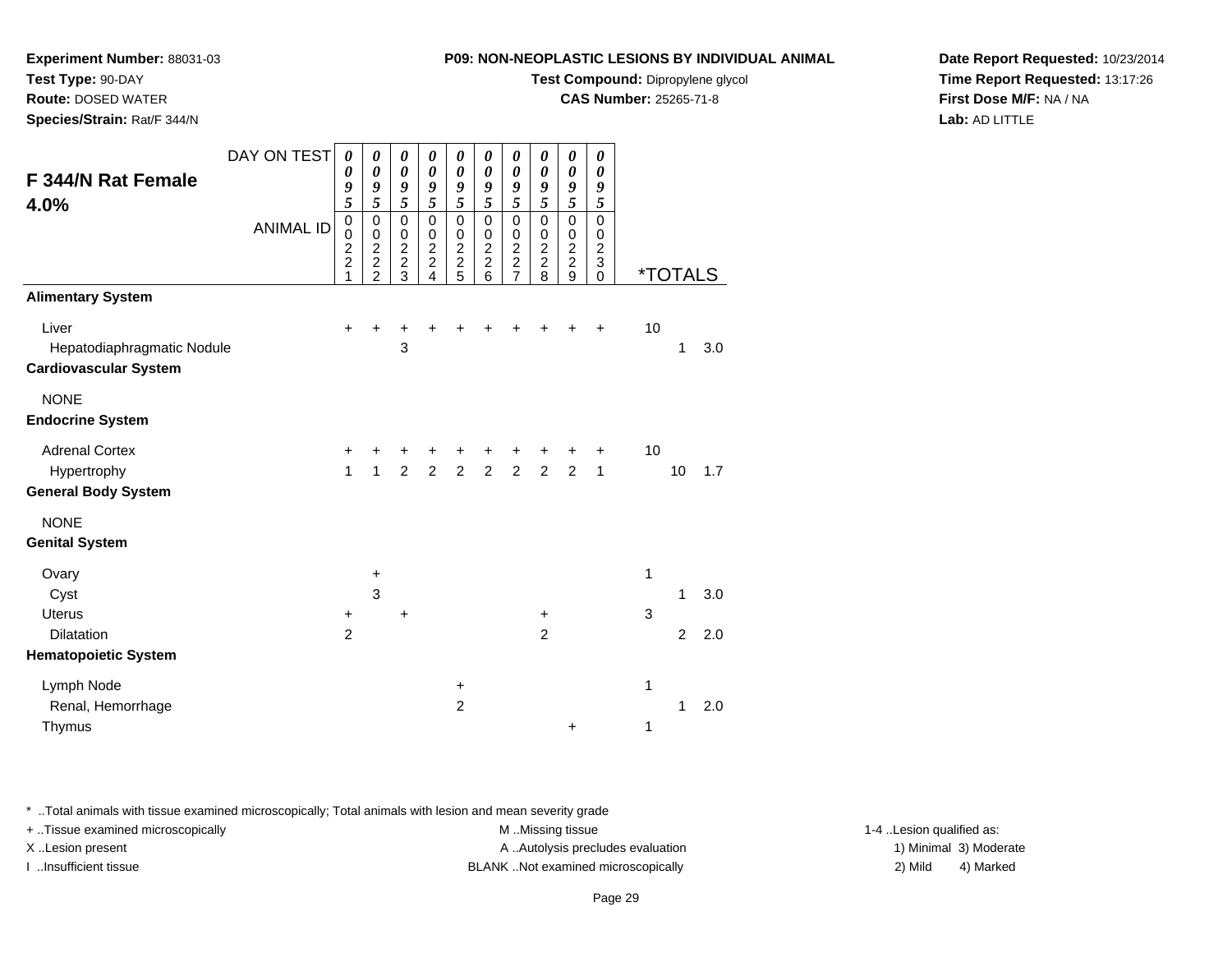**Experiment Number:** 88031-03
**Test Type:** 90-DAY
**Route:** DOSED WATER
**Species/Strain:** Rat/F 344/N

**P09: NON-NEOPLASTIC LESIONS BY INDIVIDUAL ANIMAL**
**Test Compound:** Dipropylene glycol
**CAS Number:** 25265-71-8

**Date Report Requested:** 10/23/2014
**Time Report Requested:** 13:17:26
**First Dose M/F:** NA / NA
**Lab:** AD LITTLE

## F 344/N Rat Female 4.0%

| DAY ON TEST | 0095 | 0095 | 0095 | 0095 | 0095 | 0095 | 0095 | 0095 | 0095 | 0095 | | | |
|---|---|---|---|---|---|---|---|---|---|---|---|---|---|
| ANIMAL ID | 00221 | 00222 | 00223 | 00224 | 00225 | 00226 | 00227 | 00228 | 00229 | 00230 | *TOTALS | | |
| **Alimentary System** | | | | | | | | | | | | | |
| Liver | + | + | + | + | + | + | + | + | + | + | 10 | | |
| Hepatodiaphragmatic Nodule | | | 3 | | | | | | | | | 1 | 3.0 |
| **Cardiovascular System** | | | | | | | | | | | | | |
| NONE | | | | | | | | | | | | | |
| **Endocrine System** | | | | | | | | | | | | | |
| Adrenal Cortex | + | + | + | + | + | + | + | + | + | + | 10 | | |
| Hypertrophy | 1 | 1 | 2 | 2 | 2 | 2 | 2 | 2 | 2 | 1 | | 10 | 1.7 |
| **General Body System** | | | | | | | | | | | | | |
| NONE | | | | | | | | | | | | | |
| **Genital System** | | | | | | | | | | | | | |
| Ovary | | + | | | | | | | | | 1 | | |
| Cyst | | 3 | | | | | | | | | | 1 | 3.0 |
| Uterus | + | | + | | | | | + | | | 3 | | |
| Dilatation | 2 | | | | | | | 2 | | | | 2 | 2.0 |
| **Hematopoietic System** | | | | | | | | | | | | | |
| Lymph Node | | | | | + | | | | | | 1 | | |
| Renal, Hemorrhage | | | | | 2 | | | | | | | 1 | 2.0 |
| Thymus | | | | | | | | | + | | 1 | | |

\* ..Total animals with tissue examined microscopically; Total animals with lesion and mean severity grade
+ ..Tissue examined microscopically
X ..Lesion present
I ..Insufficient tissue
M ..Missing tissue
A ..Autolysis precludes evaluation
BLANK ..Not examined microscopically
1-4 ..Lesion qualified as: 1) Minimal 2) Mild 3) Moderate 4) Marked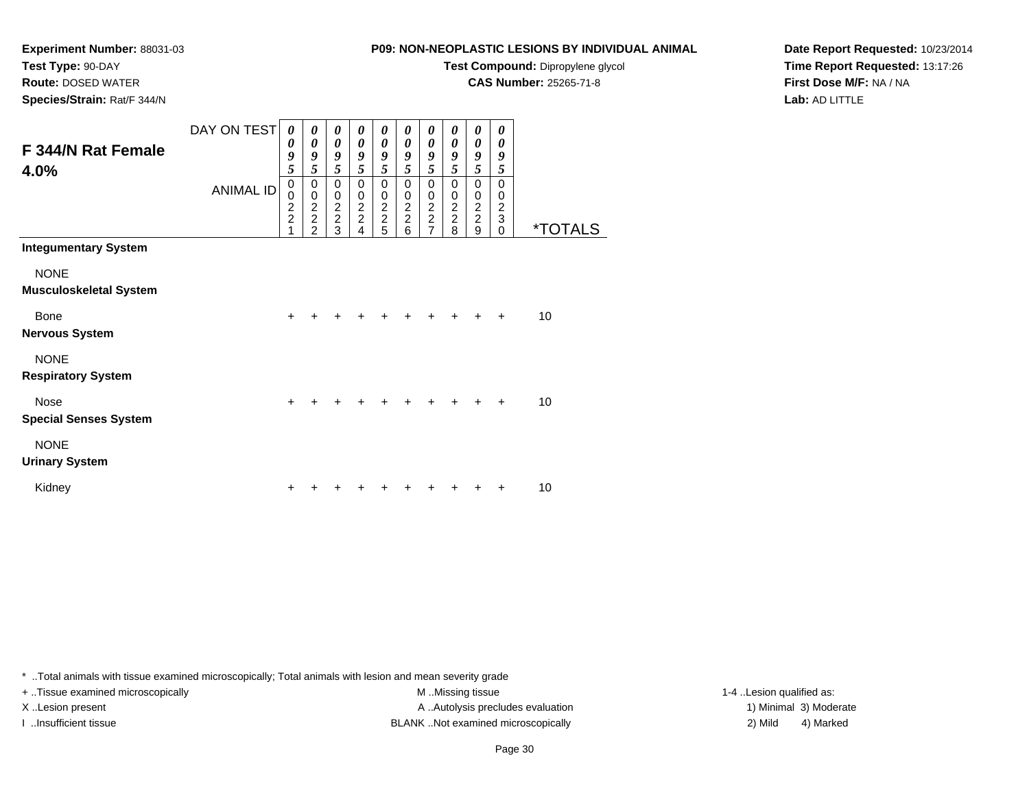**Experiment Number:** 88031-03
**Test Type:** 90-DAY
**Route:** DOSED WATER
**Species/Strain:** Rat/F 344/N

**P09: NON-NEOPLASTIC LESIONS BY INDIVIDUAL ANIMAL**
**Test Compound:** Dipropylene glycol
**CAS Number:** 25265-71-8

**Date Report Requested:** 10/23/2014
**Time Report Requested:** 13:17:26
**First Dose M/F:** NA / NA
**Lab:** AD LITTLE

## F 344/N Rat Female 4.0%

| DAY ON TEST | 0095 | 0095 | 0095 | 0095 | 0095 | 0095 | 0095 | 0095 | 0095 | 0095 | |
|---|---|---|---|---|---|---|---|---|---|---|---|
| ANIMAL ID | 00221 | 00222 | 00223 | 00224 | 00225 | 00226 | 00227 | 00228 | 00229 | 00230 | *TOTALS |
| **Integumentary System** | | | | | | | | | | | |
| NONE | | | | | | | | | | | |
| **Musculoskeletal System** | | | | | | | | | | | |
| Bone | + | + | + | + | + | + | + | + | + | + | 10 |
| **Nervous System** | | | | | | | | | | | |
| NONE | | | | | | | | | | | |
| **Respiratory System** | | | | | | | | | | | |
| Nose | + | + | + | + | + | + | + | + | + | + | 10 |
| **Special Senses System** | | | | | | | | | | | |
| NONE | | | | | | | | | | | |
| **Urinary System** | | | | | | | | | | | |
| Kidney | + | + | + | + | + | + | + | + | + | + | 10 |

* ..Total animals with tissue examined microscopically; Total animals with lesion and mean severity grade

+ ..Tissue examined microscopically
X ..Lesion present
I ..Insufficient tissue

M ..Missing tissue
A ..Autolysis precludes evaluation
BLANK ..Not examined microscopically

1-4 ..Lesion qualified as:
1) Minimal 3) Moderate
2) Mild 4) Marked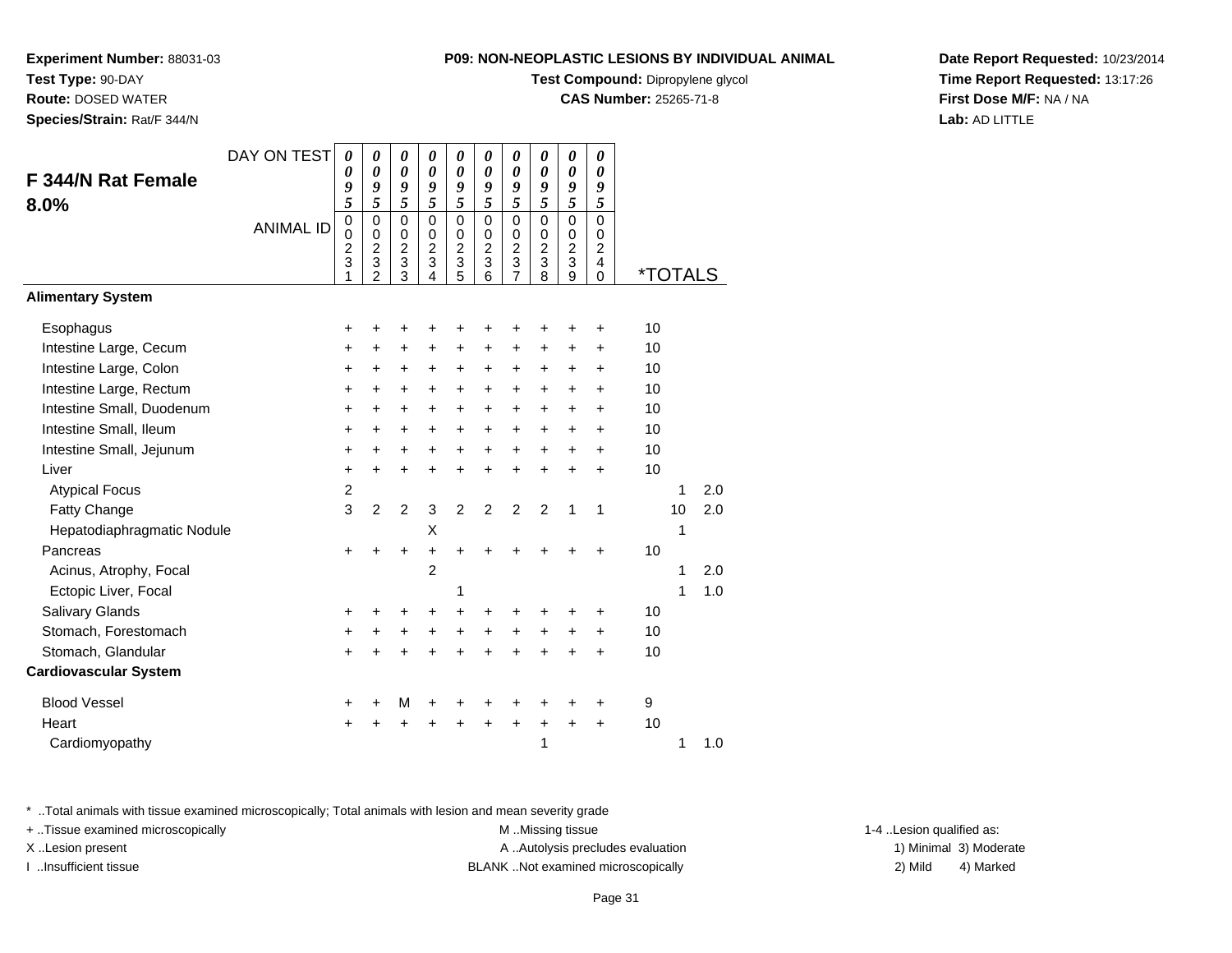**Experiment Number:** 88031-03
**Test Type:** 90-DAY
**Route:** DOSED WATER
**Species/Strain:** Rat/F 344/N

**P09: NON-NEOPLASTIC LESIONS BY INDIVIDUAL ANIMAL**
**Test Compound:** Dipropylene glycol
**CAS Number:** 25265-71-8

**Date Report Requested:** 10/23/2014
**Time Report Requested:** 13:17:26
**First Dose M/F:** NA / NA
**Lab:** AD LITTLE

## F 344/N Rat Female 8.0%

| DAY ON TEST | 0095 | 0095 | 0095 | 0095 | 0095 | 0095 | 0095 | 0095 | 0095 | 0095 | | | |
|---|---|---|---|---|---|---|---|---|---|---|---|---|---|
| ANIMAL ID | 00231 | 00232 | 00233 | 00234 | 00235 | 00236 | 00237 | 00238 | 00239 | 00240 | *TOTALS | | |
| **Alimentary System** | | | | | | | | | | | | | |
| Esophagus | + | + | + | + | + | + | + | + | + | + | 10 | | |
| Intestine Large, Cecum | + | + | + | + | + | + | + | + | + | + | 10 | | |
| Intestine Large, Colon | + | + | + | + | + | + | + | + | + | + | 10 | | |
| Intestine Large, Rectum | + | + | + | + | + | + | + | + | + | + | 10 | | |
| Intestine Small, Duodenum | + | + | + | + | + | + | + | + | + | + | 10 | | |
| Intestine Small, Ileum | + | + | + | + | + | + | + | + | + | + | 10 | | |
| Intestine Small, Jejunum | + | + | + | + | + | + | + | + | + | + | 10 | | |
| Liver | + | + | + | + | + | + | + | + | + | + | 10 | | |
| Atypical Focus | 2 | | | | | | | | | | | 1 | 2.0 |
| Fatty Change | 3 | 2 | 2 | 3 | 2 | 2 | 2 | 2 | 1 | 1 | | 10 | 2.0 |
| Hepatodiaphragmatic Nodule | | | | X | | | | | | | | 1 | |
| Pancreas | + | + | + | + | + | + | + | + | + | + | 10 | | |
| Acinus, Atrophy, Focal | | | | 2 | | | | | | | | 1 | 2.0 |
| Ectopic Liver, Focal | | | | | 1 | | | | | | | 1 | 1.0 |
| Salivary Glands | + | + | + | + | + | + | + | + | + | + | 10 | | |
| Stomach, Forestomach | + | + | + | + | + | + | + | + | + | + | 10 | | |
| Stomach, Glandular | + | + | + | + | + | + | + | + | + | + | 10 | | |
| **Cardiovascular System** | | | | | | | | | | | | | |
| Blood Vessel | + | + | M | + | + | + | + | + | + | + | 9 | | |
| Heart | + | + | + | + | + | + | + | + | + | + | 10 | | |
| Cardiomyopathy | | | | | | | | 1 | | | | 1 | 1.0 |

\* ..Total animals with tissue examined microscopically; Total animals with lesion and mean severity grade
+ ..Tissue examined microscopically
X ..Lesion present
I ..Insufficient tissue
M ..Missing tissue
A ..Autolysis precludes evaluation
BLANK ..Not examined microscopically
1-4 ..Lesion qualified as: 1) Minimal 2) Mild 3) Moderate 4) Marked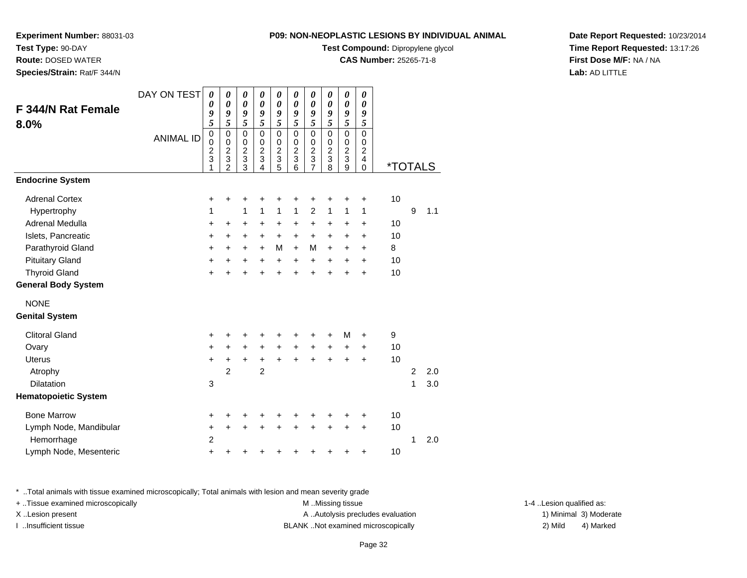**Experiment Number:** 88031-03
**Test Type:** 90-DAY
**Route:** DOSED WATER
**Species/Strain:** Rat/F 344/N

**P09: NON-NEOPLASTIC LESIONS BY INDIVIDUAL ANIMAL**
**Test Compound:** Dipropylene glycol
**CAS Number:** 25265-71-8

**Date Report Requested:** 10/23/2014
**Time Report Requested:** 13:17:26
**First Dose M/F:** NA / NA
**Lab:** AD LITTLE

## F 344/N Rat Female 8.0%

| DAY ON TEST | 0095 | 0095 | 0095 | 0095 | 0095 | 0095 | 0095 | 0095 | 0095 | 0095 | | | |
|---|---|---|---|---|---|---|---|---|---|---|---|---|---|
| ANIMAL ID | 00231 | 00232 | 00233 | 00234 | 00235 | 00236 | 00237 | 00238 | 00239 | 00240 | *TOTALS | | |
| **Endocrine System** | | | | | | | | | | | | | |
| Adrenal Cortex | + | + | + | + | + | + | + | + | + | + | 10 | | |
| Hypertrophy | 1 | | 1 | 1 | 1 | 1 | 2 | 1 | 1 | 1 | | 9 | 1.1 |
| Adrenal Medulla | + | + | + | + | + | + | + | + | + | + | 10 | | |
| Islets, Pancreatic | + | + | + | + | + | + | + | + | + | + | 10 | | |
| Parathyroid Gland | + | + | + | + | M | + | M | + | + | + | 8 | | |
| Pituitary Gland | + | + | + | + | + | + | + | + | + | + | 10 | | |
| Thyroid Gland | + | + | + | + | + | + | + | + | + | + | 10 | | |
| **General Body System** | | | | | | | | | | | | | |
| NONE | | | | | | | | | | | | | |
| **Genital System** | | | | | | | | | | | | | |
| Clitoral Gland | + | + | + | + | + | + | + | + | M | + | 9 | | |
| Ovary | + | + | + | + | + | + | + | + | + | + | 10 | | |
| Uterus | + | + | + | + | + | + | + | + | + | + | 10 | | |
| Atrophy | | 2 | | 2 | | | | | | | | 2 | 2.0 |
| Dilatation | 3 | | | | | | | | | | | 1 | 3.0 |
| **Hematopoietic System** | | | | | | | | | | | | | |
| Bone Marrow | + | + | + | + | + | + | + | + | + | + | 10 | | |
| Lymph Node, Mandibular | + | + | + | + | + | + | + | + | + | + | 10 | | |
| Hemorrhage | 2 | | | | | | | | | | | 1 | 2.0 |
| Lymph Node, Mesenteric | + | + | + | + | + | + | + | + | + | + | 10 | | |

* ..Total animals with tissue examined microscopically; Total animals with lesion and mean severity grade
+ ..Tissue examined microscopically
X ..Lesion present
I ..Insufficient tissue
M ..Missing tissue
A ..Autolysis precludes evaluation
BLANK ..Not examined microscopically
1-4 ..Lesion qualified as: 1) Minimal 2) Mild 3) Moderate 4) Marked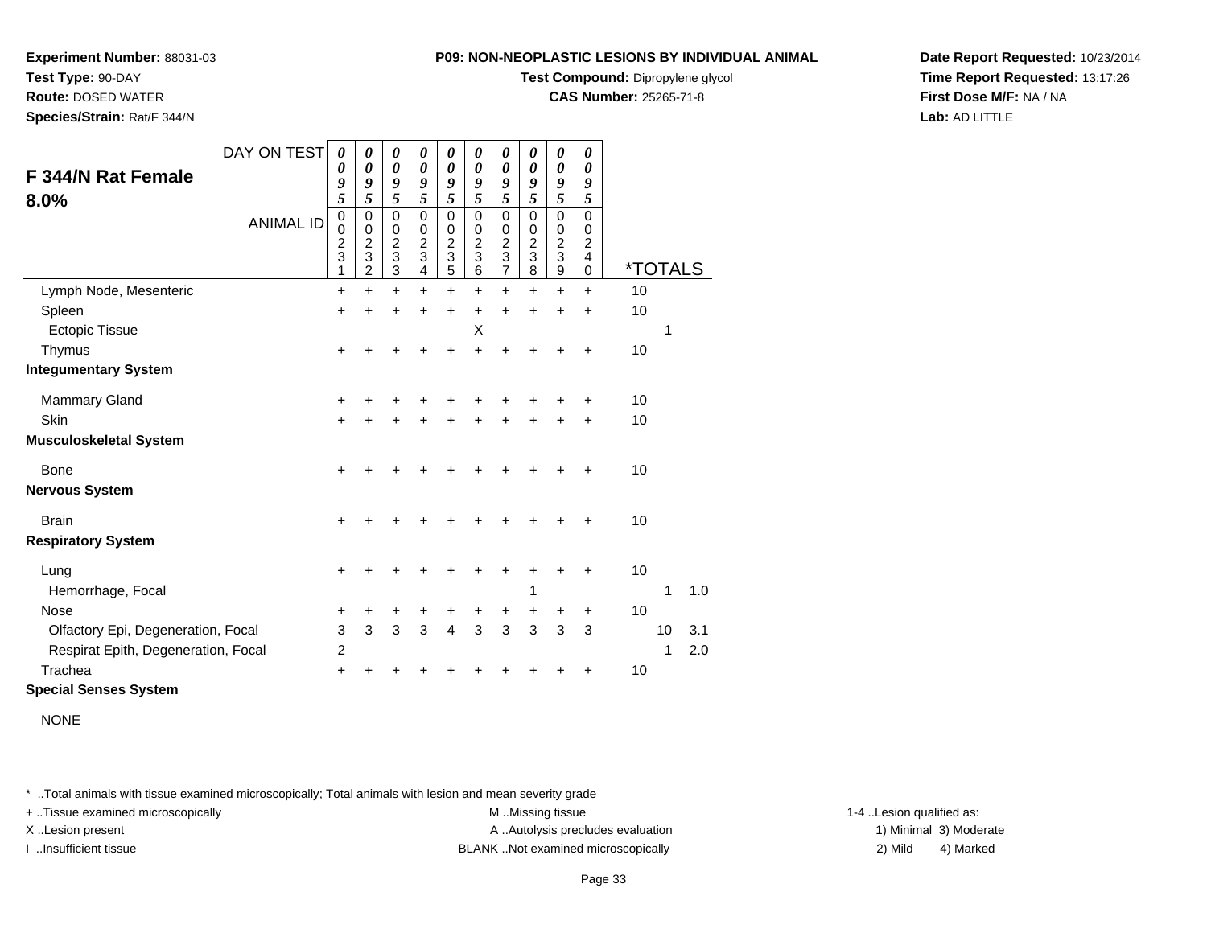**Experiment Number:** 88031-03
**Test Type:** 90-DAY
**Route:** DOSED WATER
**Species/Strain:** Rat/F 344/N

**P09: NON-NEOPLASTIC LESIONS BY INDIVIDUAL ANIMAL**
**Test Compound:** Dipropylene glycol
**CAS Number:** 25265-71-8

**Date Report Requested:** 10/23/2014
**Time Report Requested:** 13:17:26
**First Dose M/F:** NA / NA
**Lab:** AD LITTLE

## F 344/N Rat Female 8.0%

| DAY ON TEST | 0095 | 0095 | 0095 | 0095 | 0095 | 0095 | 0095 | 0095 | 0095 | 0095 | | | |
|---|---|---|---|---|---|---|---|---|---|---|---|---|---|
| ANIMAL ID | 00231 | 00232 | 00233 | 00234 | 00235 | 00236 | 00237 | 00238 | 00239 | 00240 | *TOTALS | | |
| Lymph Node, Mesenteric | + | + | + | + | + | + | + | + | + | + | 10 | | |
| Spleen | + | + | + | + | + | + | + | + | + | + | 10 | | |
| Ectopic Tissue | | | | | | X | | | | | | 1 | |
| Thymus | + | + | + | + | + | + | + | + | + | + | 10 | | |
| **Integumentary System** | | | | | | | | | | | | | |
| Mammary Gland | + | + | + | + | + | + | + | + | + | + | 10 | | |
| Skin | + | + | + | + | + | + | + | + | + | + | 10 | | |
| **Musculoskeletal System** | | | | | | | | | | | | | |
| Bone | + | + | + | + | + | + | + | + | + | + | 10 | | |
| **Nervous System** | | | | | | | | | | | | | |
| Brain | + | + | + | + | + | + | + | + | + | + | 10 | | |
| **Respiratory System** | | | | | | | | | | | | | |
| Lung | + | + | + | + | + | + | + | + | + | + | 10 | | |
| Hemorrhage, Focal | | | | | | | | 1 | | | | 1 | 1.0 |
| Nose | + | + | + | + | + | + | + | + | + | + | 10 | | |
| Olfactory Epi, Degeneration, Focal | 3 | 3 | 3 | 3 | 4 | 3 | 3 | 3 | 3 | 3 | | 10 | 3.1 |
| Respirat Epith, Degeneration, Focal | 2 | | | | | | | | | | | 1 | 2.0 |
| Trachea | + | + | + | + | + | + | + | + | + | + | 10 | | |
| **Special Senses System** | | | | | | | | | | | | | |

NONE

\* ..Total animals with tissue examined microscopically; Total animals with lesion and mean severity grade
+ ..Tissue examined microscopically
X ..Lesion present
I ..Insufficient tissue
M ..Missing tissue
A ..Autolysis precludes evaluation
BLANK ..Not examined microscopically
1-4 ..Lesion qualified as: 1) Minimal 2) Mild 3) Moderate 4) Marked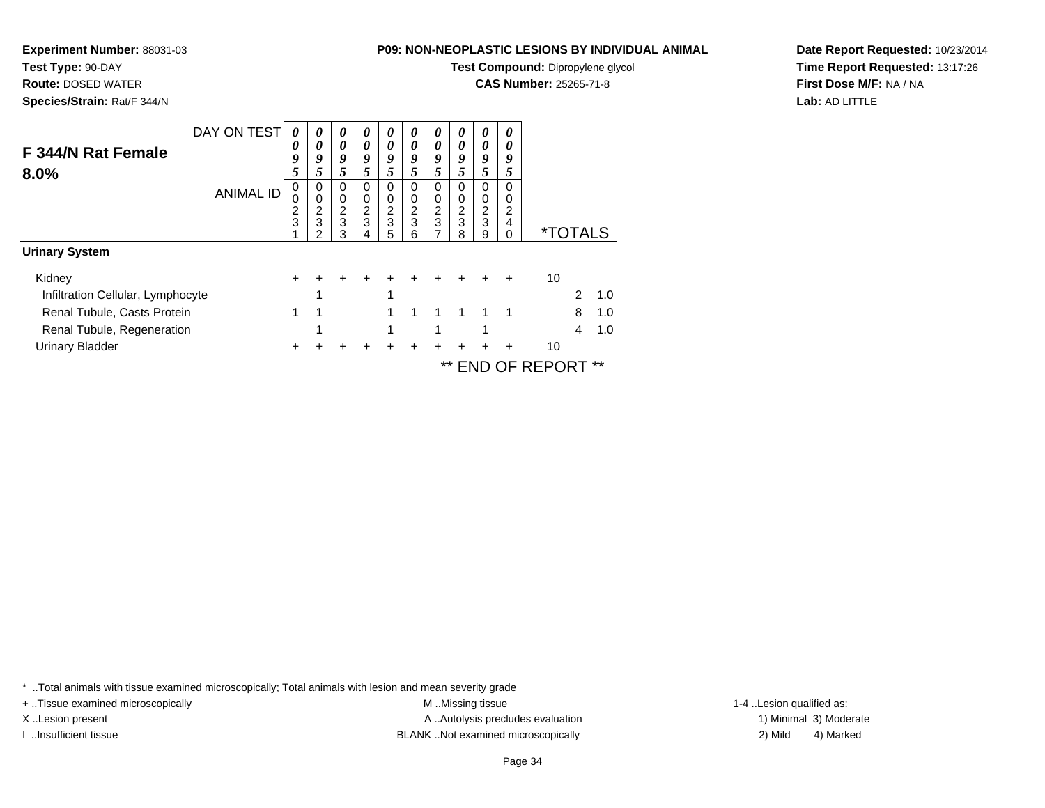**Experiment Number:** 88031-03
**Test Type:** 90-DAY
**Route:** DOSED WATER
**Species/Strain:** Rat/F 344/N

**P09: NON-NEOPLASTIC LESIONS BY INDIVIDUAL ANIMAL**
**Test Compound:** Dipropylene glycol
**CAS Number:** 25265-71-8

**Date Report Requested:** 10/23/2014
**Time Report Requested:** 13:17:26
**First Dose M/F:** NA / NA
**Lab:** AD LITTLE

## F 344/N Rat Female 8.0%

| DAY ON TEST | 0095 | 0095 | 0095 | 0095 | 0095 | 0095 | 0095 | 0095 | 0095 | 0095 | | | |
|---|---|---|---|---|---|---|---|---|---|---|---|---|---|
| ANIMAL ID | 00231 | 00232 | 00233 | 00234 | 00235 | 00236 | 00237 | 00238 | 00239 | 00240 | *TOTALS | | |
| **Urinary System** | | | | | | | | | | | | | |
| Kidney | + | + | + | + | + | + | + | + | + | + | 10 | | |
| Infiltration Cellular, Lymphocyte | | 1 | | | 1 | | | | | | | 2 | 1.0 |
| Renal Tubule, Casts Protein | 1 | 1 | | | 1 | 1 | 1 | 1 | 1 | 1 | | 8 | 1.0 |
| Renal Tubule, Regeneration | | 1 | | | 1 | | 1 | | 1 | | | 4 | 1.0 |
| Urinary Bladder | + | + | + | + | + | + | + | + | + | + | 10 | | |

** END OF REPORT **

\* ..Total animals with tissue examined microscopically; Total animals with lesion and mean severity grade
+ ..Tissue examined microscopically
X ..Lesion present
I ..Insufficient tissue
M ..Missing tissue
A ..Autolysis precludes evaluation
BLANK ..Not examined microscopically
1-4 ..Lesion qualified as:
1) Minimal 3) Moderate
2) Mild 4) Marked